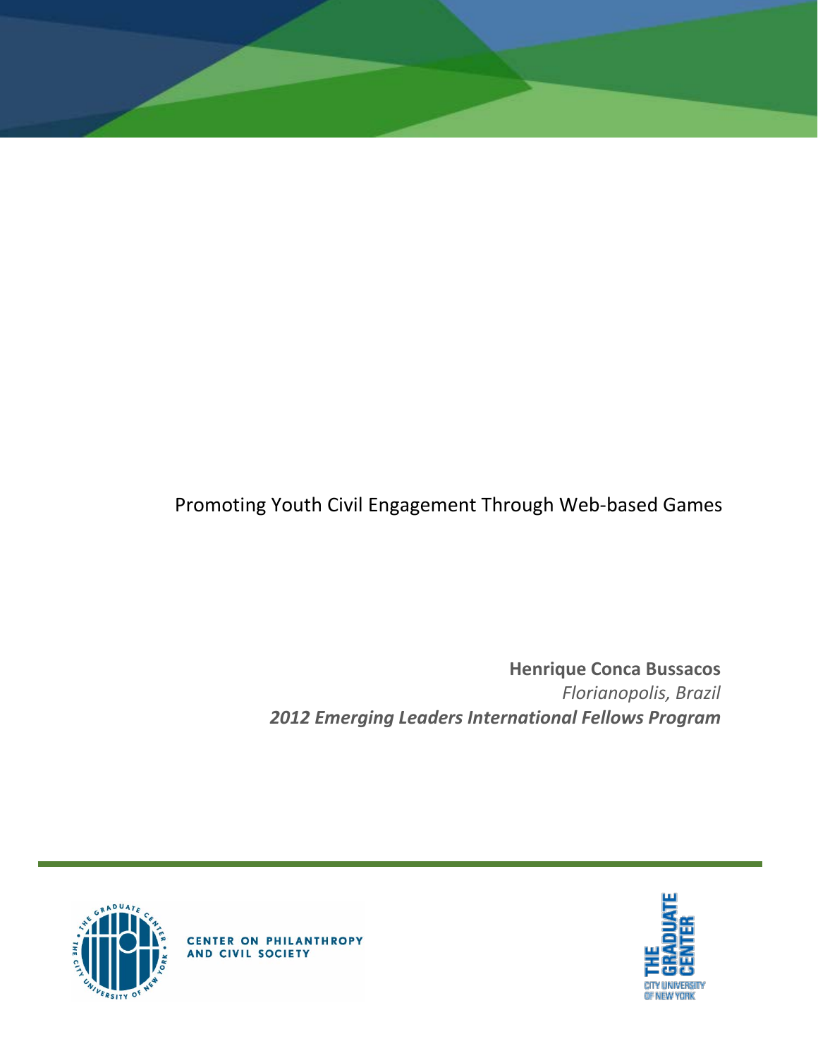# Promoting Youth Civil Engagement Through Web-based Games

**Henrique Conca Bussacos**
*Florianopolis, Brazil*
***2012 Emerging Leaders International Fellows Program***

CENTER ON PHILANTHROPY AND CIVIL SOCIETY

THE GRADUATE CENTER
CITY UNIVERSITY OF NEW YORK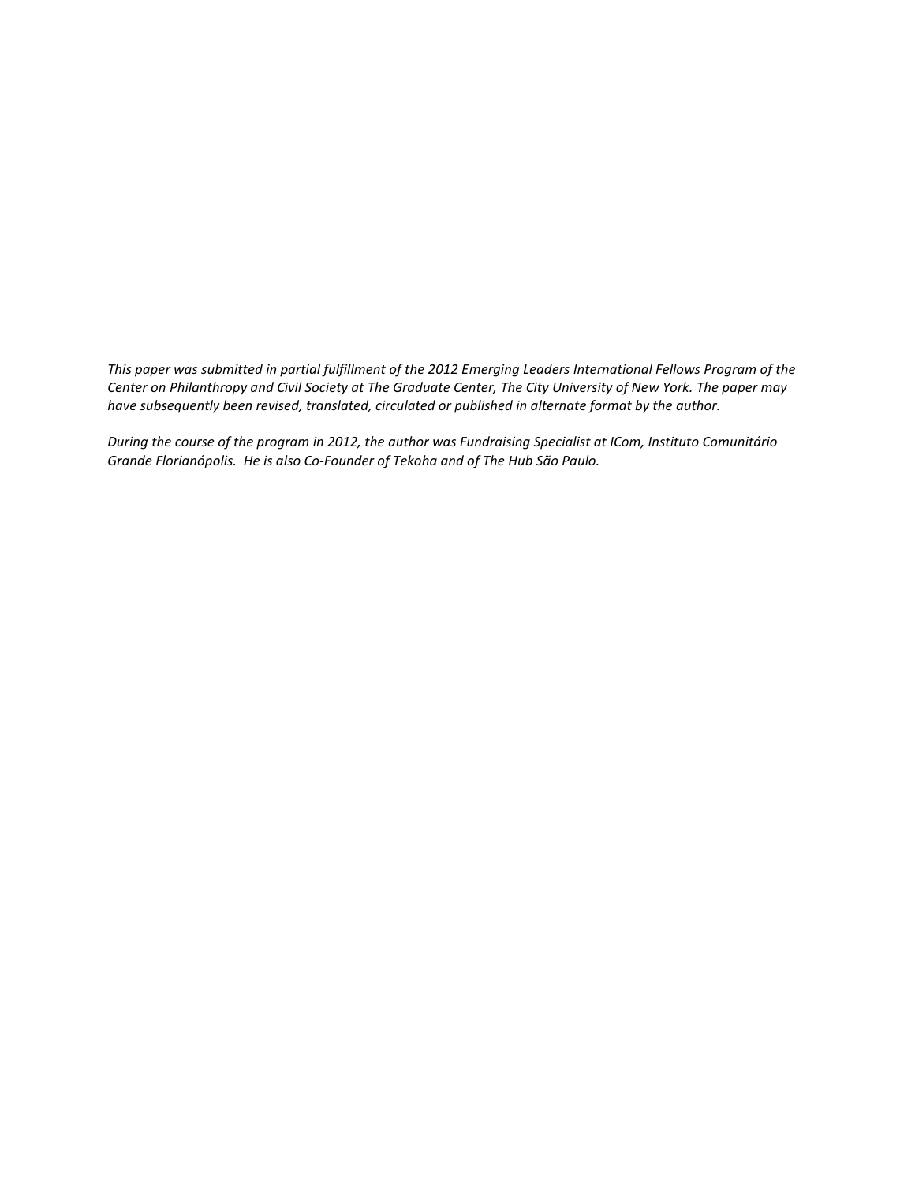*This paper was submitted in partial fulfillment of the 2012 Emerging Leaders International Fellows Program of the Center on Philanthropy and Civil Society at The Graduate Center, The City University of New York. The paper may have subsequently been revised, translated, circulated or published in alternate format by the author.*

*During the course of the program in 2012, the author was Fundraising Specialist at ICom, Instituto Comunitário Grande Florianópolis. He is also Co-Founder of Tekoha and of The Hub São Paulo.*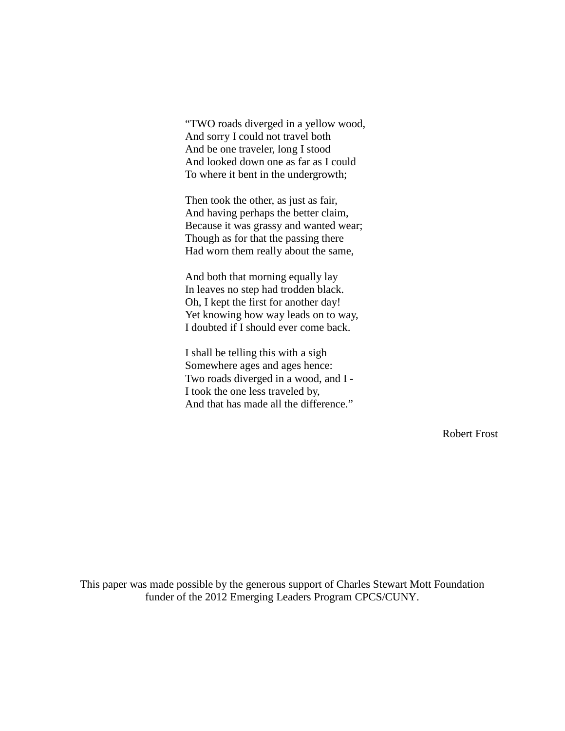"TWO roads diverged in a yellow wood,  
And sorry I could not travel both  
And be one traveler, long I stood  
And looked down one as far as I could  
To where it bent in the undergrowth;

Then took the other, as just as fair,  
And having perhaps the better claim,  
Because it was grassy and wanted wear;  
Though as for that the passing there  
Had worn them really about the same,

And both that morning equally lay  
In leaves no step had trodden black.  
Oh, I kept the first for another day!  
Yet knowing how way leads on to way,  
I doubted if I should ever come back.

I shall be telling this with a sigh  
Somewhere ages and ages hence:  
Two roads diverged in a wood, and I -  
I took the one less traveled by,  
And that has made all the difference."

Robert Frost

This paper was made possible by the generous support of Charles Stewart Mott Foundation funder of the 2012 Emerging Leaders Program CPCS/CUNY.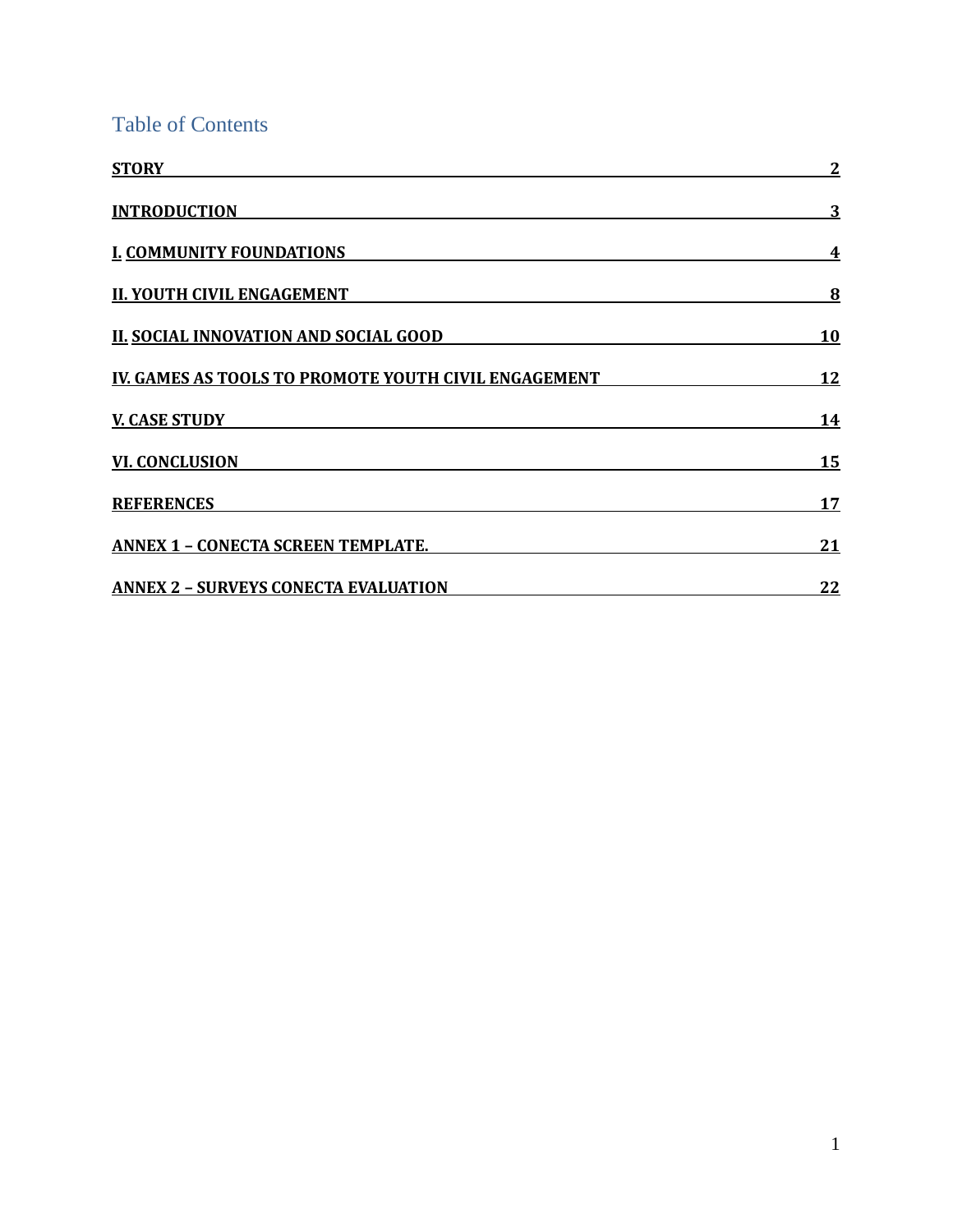# Table of Contents

**STORY** **2**

**INTRODUCTION** **3**

**I. COMMUNITY FOUNDATIONS** **4**

**II. YOUTH CIVIL ENGAGEMENT** **8**

**II. SOCIAL INNOVATION AND SOCIAL GOOD** **10**

**IV. GAMES AS TOOLS TO PROMOTE YOUTH CIVIL ENGAGEMENT** **12**

**V. CASE STUDY** **14**

**VI. CONCLUSION** **15**

**REFERENCES** **17**

**ANNEX 1 – CONECTA SCREEN TEMPLATE.** **21**

**ANNEX 2 – SURVEYS CONECTA EVALUATION** **22**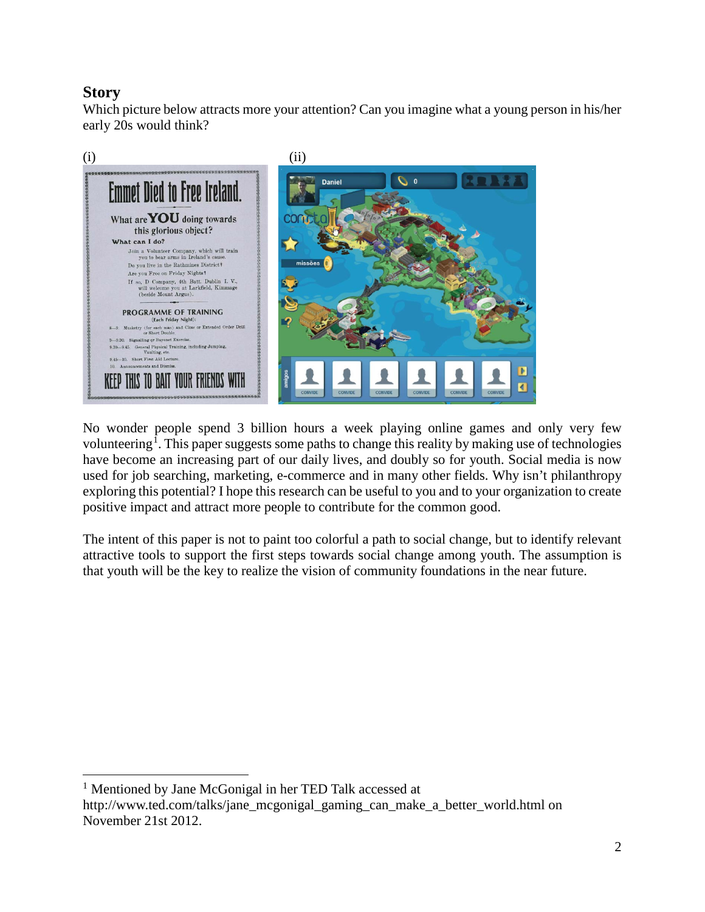## Story

Which picture below attracts more your attention? Can you imagine what a young person in his/her early 20s would think?

(i) (ii)

No wonder people spend 3 billion hours a week playing online games and only very few volunteering[1]. This paper suggests some paths to change this reality by making use of technologies have become an increasing part of our daily lives, and doubly so for youth. Social media is now used for job searching, marketing, e-commerce and in many other fields. Why isn't philanthropy exploring this potential? I hope this research can be useful to you and to your organization to create positive impact and attract more people to contribute for the common good.

The intent of this paper is not to paint too colorful a path to social change, but to identify relevant attractive tools to support the first steps towards social change among youth. The assumption is that youth will be the key to realize the vision of community foundations in the near future.

---

[1] Mentioned by Jane McGonigal in her TED Talk accessed at http://www.ted.com/talks/jane_mcgonigal_gaming_can_make_a_better_world.html on November 21st 2012.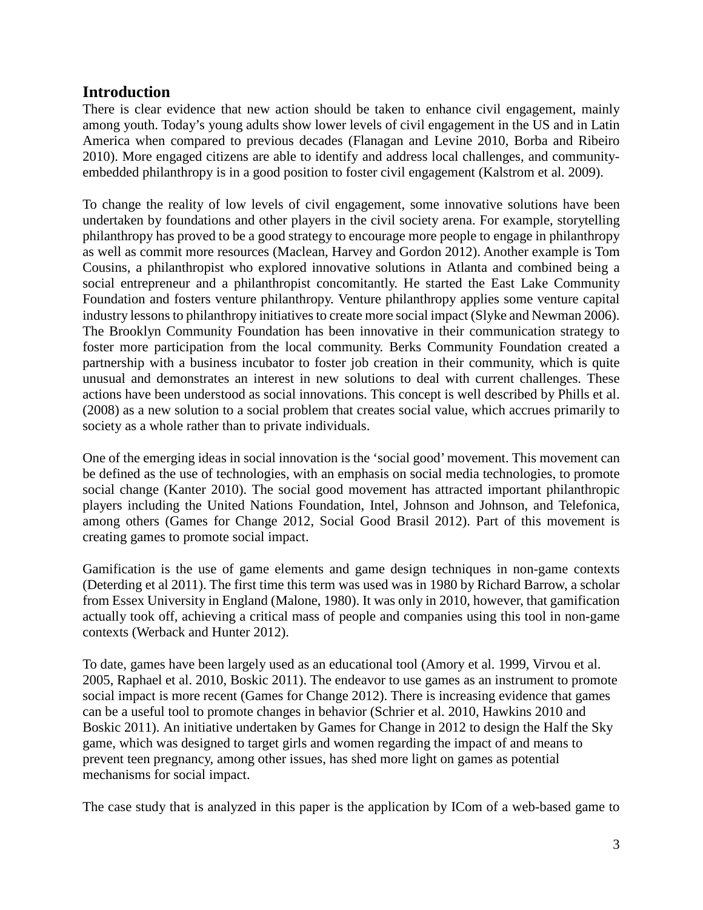## Introduction

There is clear evidence that new action should be taken to enhance civil engagement, mainly among youth. Today's young adults show lower levels of civil engagement in the US and in Latin America when compared to previous decades (Flanagan and Levine 2010, Borba and Ribeiro 2010). More engaged citizens are able to identify and address local challenges, and community-embedded philanthropy is in a good position to foster civil engagement (Kalstrom et al. 2009).

To change the reality of low levels of civil engagement, some innovative solutions have been undertaken by foundations and other players in the civil society arena. For example, storytelling philanthropy has proved to be a good strategy to encourage more people to engage in philanthropy as well as commit more resources (Maclean, Harvey and Gordon 2012). Another example is Tom Cousins, a philanthropist who explored innovative solutions in Atlanta and combined being a social entrepreneur and a philanthropist concomitantly. He started the East Lake Community Foundation and fosters venture philanthropy. Venture philanthropy applies some venture capital industry lessons to philanthropy initiatives to create more social impact (Slyke and Newman 2006). The Brooklyn Community Foundation has been innovative in their communication strategy to foster more participation from the local community. Berks Community Foundation created a partnership with a business incubator to foster job creation in their community, which is quite unusual and demonstrates an interest in new solutions to deal with current challenges. These actions have been understood as social innovations. This concept is well described by Phills et al. (2008) as a new solution to a social problem that creates social value, which accrues primarily to society as a whole rather than to private individuals.

One of the emerging ideas in social innovation is the 'social good' movement. This movement can be defined as the use of technologies, with an emphasis on social media technologies, to promote social change (Kanter 2010). The social good movement has attracted important philanthropic players including the United Nations Foundation, Intel, Johnson and Johnson, and Telefonica, among others (Games for Change 2012, Social Good Brasil 2012). Part of this movement is creating games to promote social impact.

Gamification is the use of game elements and game design techniques in non-game contexts (Deterding et al 2011). The first time this term was used was in 1980 by Richard Barrow, a scholar from Essex University in England (Malone, 1980). It was only in 2010, however, that gamification actually took off, achieving a critical mass of people and companies using this tool in non-game contexts (Werback and Hunter 2012).

To date, games have been largely used as an educational tool (Amory et al. 1999, Virvou et al. 2005, Raphael et al. 2010, Boskic 2011). The endeavor to use games as an instrument to promote social impact is more recent (Games for Change 2012). There is increasing evidence that games can be a useful tool to promote changes in behavior (Schrier et al. 2010, Hawkins 2010 and Boskic 2011). An initiative undertaken by Games for Change in 2012 to design the Half the Sky game, which was designed to target girls and women regarding the impact of and means to prevent teen pregnancy, among other issues, has shed more light on games as potential mechanisms for social impact.

The case study that is analyzed in this paper is the application by ICom of a web-based game to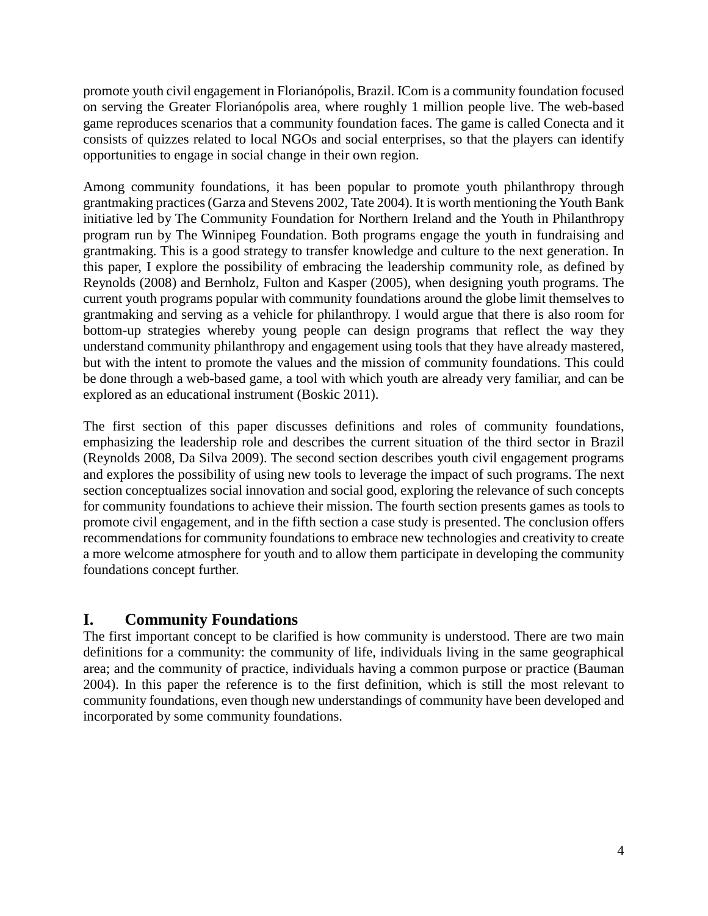promote youth civil engagement in Florianópolis, Brazil. ICom is a community foundation focused on serving the Greater Florianópolis area, where roughly 1 million people live. The web-based game reproduces scenarios that a community foundation faces. The game is called Conecta and it consists of quizzes related to local NGOs and social enterprises, so that the players can identify opportunities to engage in social change in their own region.

Among community foundations, it has been popular to promote youth philanthropy through grantmaking practices (Garza and Stevens 2002, Tate 2004). It is worth mentioning the Youth Bank initiative led by The Community Foundation for Northern Ireland and the Youth in Philanthropy program run by The Winnipeg Foundation. Both programs engage the youth in fundraising and grantmaking. This is a good strategy to transfer knowledge and culture to the next generation. In this paper, I explore the possibility of embracing the leadership community role, as defined by Reynolds (2008) and Bernholz, Fulton and Kasper (2005), when designing youth programs. The current youth programs popular with community foundations around the globe limit themselves to grantmaking and serving as a vehicle for philanthropy. I would argue that there is also room for bottom-up strategies whereby young people can design programs that reflect the way they understand community philanthropy and engagement using tools that they have already mastered, but with the intent to promote the values and the mission of community foundations. This could be done through a web-based game, a tool with which youth are already very familiar, and can be explored as an educational instrument (Boskic 2011).

The first section of this paper discusses definitions and roles of community foundations, emphasizing the leadership role and describes the current situation of the third sector in Brazil (Reynolds 2008, Da Silva 2009). The second section describes youth civil engagement programs and explores the possibility of using new tools to leverage the impact of such programs. The next section conceptualizes social innovation and social good, exploring the relevance of such concepts for community foundations to achieve their mission. The fourth section presents games as tools to promote civil engagement, and in the fifth section a case study is presented. The conclusion offers recommendations for community foundations to embrace new technologies and creativity to create a more welcome atmosphere for youth and to allow them participate in developing the community foundations concept further.

## I. Community Foundations

The first important concept to be clarified is how community is understood. There are two main definitions for a community: the community of life, individuals living in the same geographical area; and the community of practice, individuals having a common purpose or practice (Bauman 2004). In this paper the reference is to the first definition, which is still the most relevant to community foundations, even though new understandings of community have been developed and incorporated by some community foundations.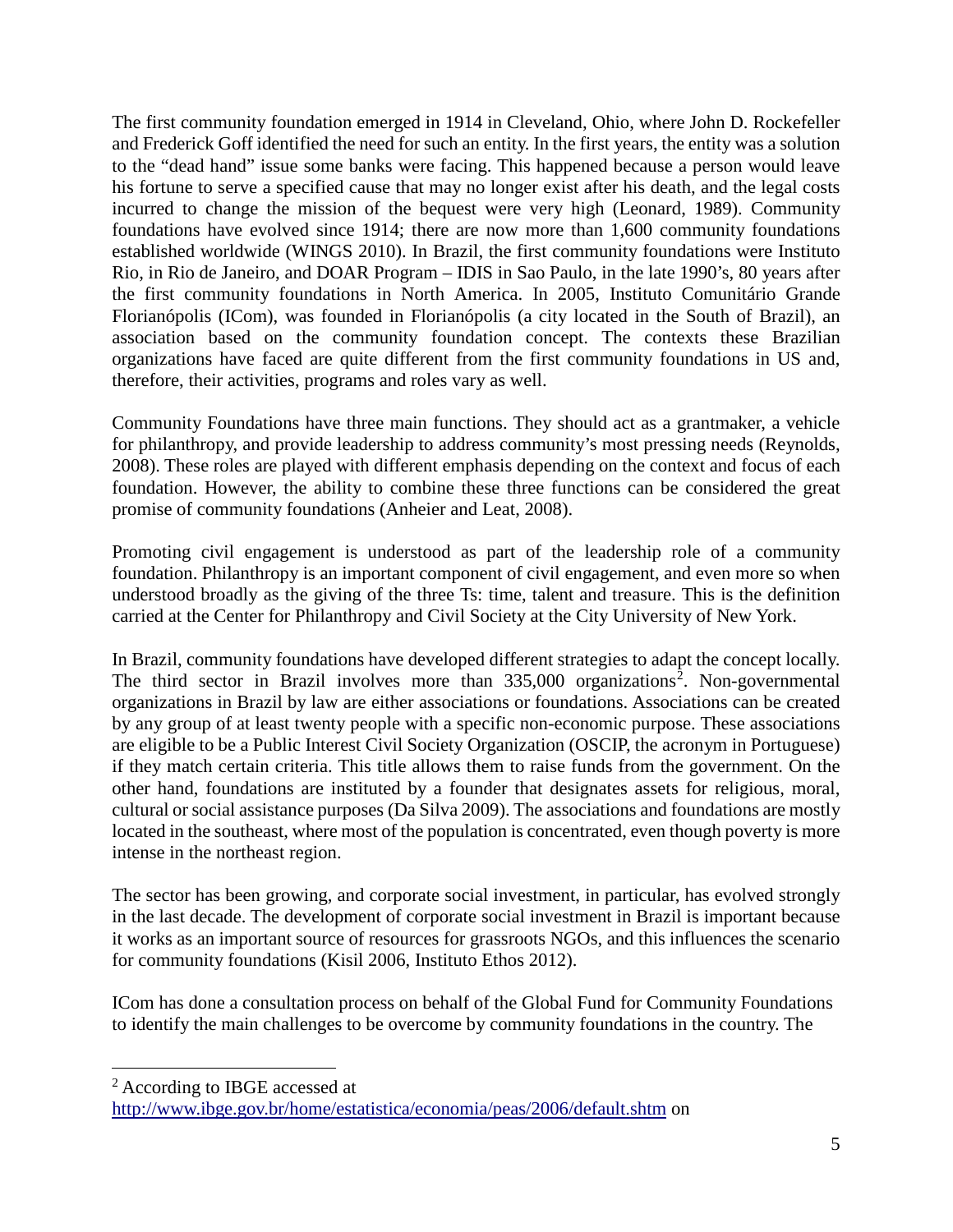The first community foundation emerged in 1914 in Cleveland, Ohio, where John D. Rockefeller and Frederick Goff identified the need for such an entity. In the first years, the entity was a solution to the "dead hand" issue some banks were facing. This happened because a person would leave his fortune to serve a specified cause that may no longer exist after his death, and the legal costs incurred to change the mission of the bequest were very high (Leonard, 1989). Community foundations have evolved since 1914; there are now more than 1,600 community foundations established worldwide (WINGS 2010). In Brazil, the first community foundations were Instituto Rio, in Rio de Janeiro, and DOAR Program – IDIS in Sao Paulo, in the late 1990's, 80 years after the first community foundations in North America. In 2005, Instituto Comunitário Grande Florianópolis (ICom), was founded in Florianópolis (a city located in the South of Brazil), an association based on the community foundation concept. The contexts these Brazilian organizations have faced are quite different from the first community foundations in US and, therefore, their activities, programs and roles vary as well.

Community Foundations have three main functions. They should act as a grantmaker, a vehicle for philanthropy, and provide leadership to address community's most pressing needs (Reynolds, 2008). These roles are played with different emphasis depending on the context and focus of each foundation. However, the ability to combine these three functions can be considered the great promise of community foundations (Anheier and Leat, 2008).

Promoting civil engagement is understood as part of the leadership role of a community foundation. Philanthropy is an important component of civil engagement, and even more so when understood broadly as the giving of the three Ts: time, talent and treasure. This is the definition carried at the Center for Philanthropy and Civil Society at the City University of New York.

In Brazil, community foundations have developed different strategies to adapt the concept locally. The third sector in Brazil involves more than 335,000 organizations[2]. Non-governmental organizations in Brazil by law are either associations or foundations. Associations can be created by any group of at least twenty people with a specific non-economic purpose. These associations are eligible to be a Public Interest Civil Society Organization (OSCIP, the acronym in Portuguese) if they match certain criteria. This title allows them to raise funds from the government. On the other hand, foundations are instituted by a founder that designates assets for religious, moral, cultural or social assistance purposes (Da Silva 2009). The associations and foundations are mostly located in the southeast, where most of the population is concentrated, even though poverty is more intense in the northeast region.

The sector has been growing, and corporate social investment, in particular, has evolved strongly in the last decade. The development of corporate social investment in Brazil is important because it works as an important source of resources for grassroots NGOs, and this influences the scenario for community foundations (Kisil 2006, Instituto Ethos 2012).

ICom has done a consultation process on behalf of the Global Fund for Community Foundations to identify the main challenges to be overcome by community foundations in the country. The

---

[2] According to IBGE accessed at http://www.ibge.gov.br/home/estatistica/economia/peas/2006/default.shtm on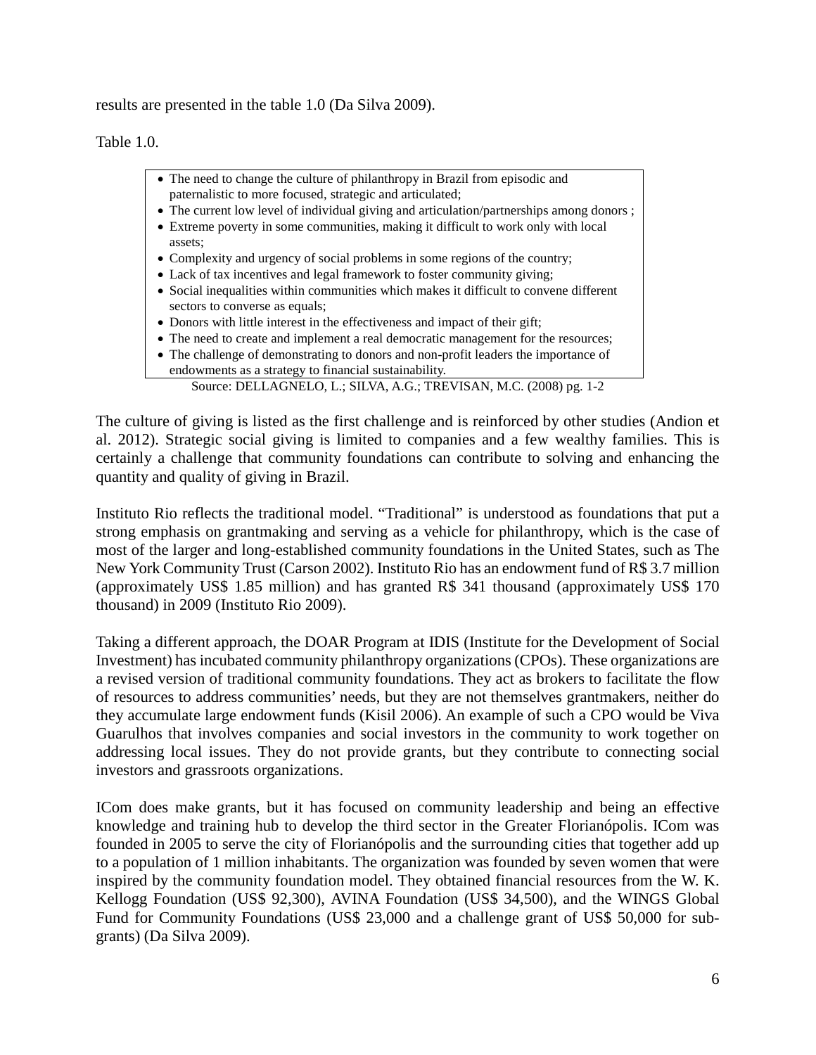results are presented in the table 1.0 (Da Silva 2009).

Table 1.0.

- The need to change the culture of philanthropy in Brazil from episodic and paternalistic to more focused, strategic and articulated;
- The current low level of individual giving and articulation/partnerships among donors ;
- Extreme poverty in some communities, making it difficult to work only with local assets;
- Complexity and urgency of social problems in some regions of the country;
- Lack of tax incentives and legal framework to foster community giving;
- Social inequalities within communities which makes it difficult to convene different sectors to converse as equals;
- Donors with little interest in the effectiveness and impact of their gift;
- The need to create and implement a real democratic management for the resources;
- The challenge of demonstrating to donors and non-profit leaders the importance of endowments as a strategy to financial sustainability.

Source: DELLAGNELO, L.; SILVA, A.G.; TREVISAN, M.C. (2008) pg. 1-2

The culture of giving is listed as the first challenge and is reinforced by other studies (Andion et al. 2012). Strategic social giving is limited to companies and a few wealthy families. This is certainly a challenge that community foundations can contribute to solving and enhancing the quantity and quality of giving in Brazil.

Instituto Rio reflects the traditional model. "Traditional" is understood as foundations that put a strong emphasis on grantmaking and serving as a vehicle for philanthropy, which is the case of most of the larger and long-established community foundations in the United States, such as The New York Community Trust (Carson 2002). Instituto Rio has an endowment fund of R$ 3.7 million (approximately US$ 1.85 million) and has granted R$ 341 thousand (approximately US$ 170 thousand) in 2009 (Instituto Rio 2009).

Taking a different approach, the DOAR Program at IDIS (Institute for the Development of Social Investment) has incubated community philanthropy organizations (CPOs). These organizations are a revised version of traditional community foundations. They act as brokers to facilitate the flow of resources to address communities' needs, but they are not themselves grantmakers, neither do they accumulate large endowment funds (Kisil 2006). An example of such a CPO would be Viva Guarulhos that involves companies and social investors in the community to work together on addressing local issues. They do not provide grants, but they contribute to connecting social investors and grassroots organizations.

ICom does make grants, but it has focused on community leadership and being an effective knowledge and training hub to develop the third sector in the Greater Florianópolis. ICom was founded in 2005 to serve the city of Florianópolis and the surrounding cities that together add up to a population of 1 million inhabitants. The organization was founded by seven women that were inspired by the community foundation model. They obtained financial resources from the W. K. Kellogg Foundation (US$ 92,300), AVINA Foundation (US$ 34,500), and the WINGS Global Fund for Community Foundations (US$ 23,000 and a challenge grant of US$ 50,000 for sub-grants) (Da Silva 2009).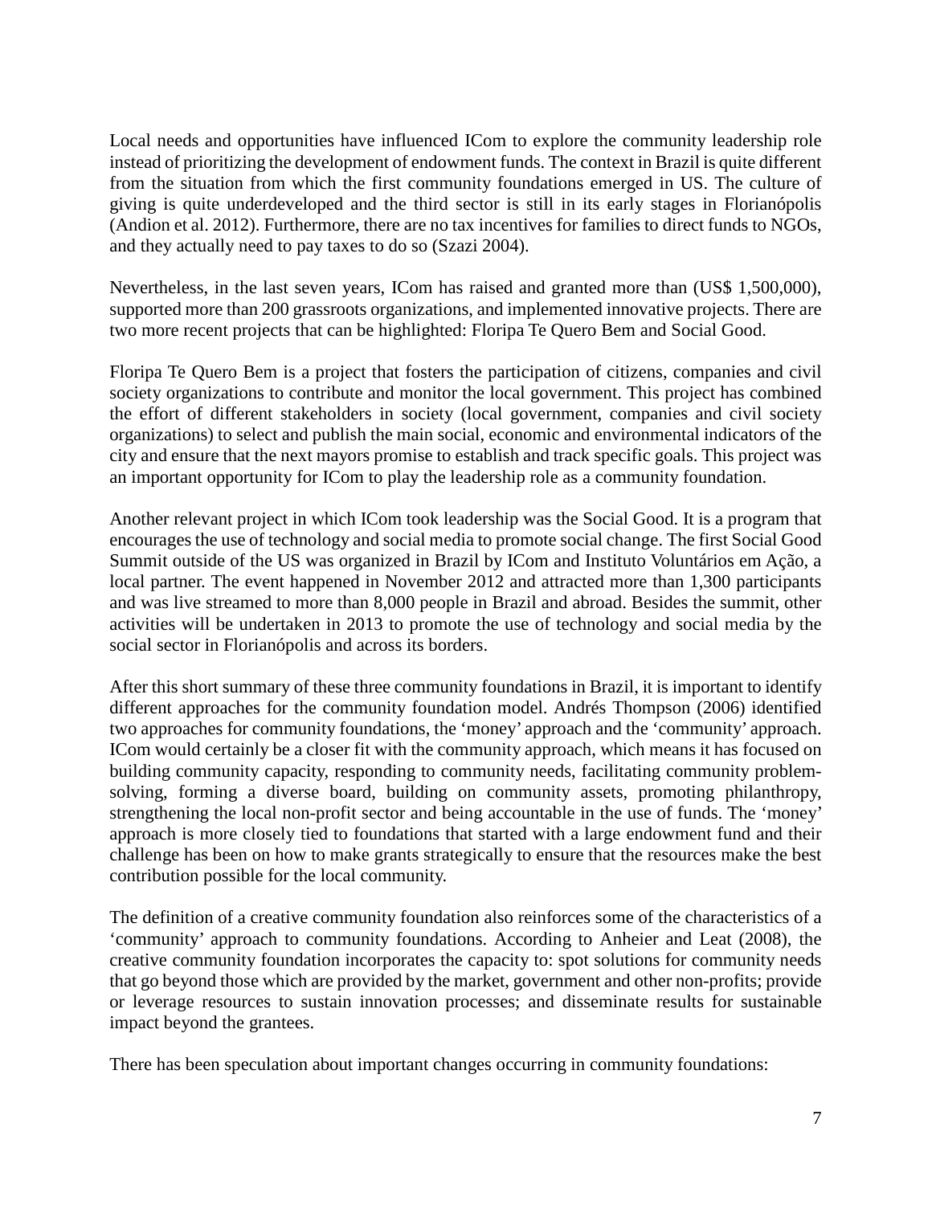Local needs and opportunities have influenced ICom to explore the community leadership role instead of prioritizing the development of endowment funds. The context in Brazil is quite different from the situation from which the first community foundations emerged in US. The culture of giving is quite underdeveloped and the third sector is still in its early stages in Florianópolis (Andion et al. 2012). Furthermore, there are no tax incentives for families to direct funds to NGOs, and they actually need to pay taxes to do so (Szazi 2004).

Nevertheless, in the last seven years, ICom has raised and granted more than (US$ 1,500,000), supported more than 200 grassroots organizations, and implemented innovative projects. There are two more recent projects that can be highlighted: Floripa Te Quero Bem and Social Good.

Floripa Te Quero Bem is a project that fosters the participation of citizens, companies and civil society organizations to contribute and monitor the local government. This project has combined the effort of different stakeholders in society (local government, companies and civil society organizations) to select and publish the main social, economic and environmental indicators of the city and ensure that the next mayors promise to establish and track specific goals. This project was an important opportunity for ICom to play the leadership role as a community foundation.

Another relevant project in which ICom took leadership was the Social Good. It is a program that encourages the use of technology and social media to promote social change. The first Social Good Summit outside of the US was organized in Brazil by ICom and Instituto Voluntários em Ação, a local partner. The event happened in November 2012 and attracted more than 1,300 participants and was live streamed to more than 8,000 people in Brazil and abroad. Besides the summit, other activities will be undertaken in 2013 to promote the use of technology and social media by the social sector in Florianópolis and across its borders.

After this short summary of these three community foundations in Brazil, it is important to identify different approaches for the community foundation model. Andrés Thompson (2006) identified two approaches for community foundations, the 'money' approach and the 'community' approach. ICom would certainly be a closer fit with the community approach, which means it has focused on building community capacity, responding to community needs, facilitating community problem-solving, forming a diverse board, building on community assets, promoting philanthropy, strengthening the local non-profit sector and being accountable in the use of funds. The 'money' approach is more closely tied to foundations that started with a large endowment fund and their challenge has been on how to make grants strategically to ensure that the resources make the best contribution possible for the local community.

The definition of a creative community foundation also reinforces some of the characteristics of a 'community' approach to community foundations. According to Anheier and Leat (2008), the creative community foundation incorporates the capacity to: spot solutions for community needs that go beyond those which are provided by the market, government and other non-profits; provide or leverage resources to sustain innovation processes; and disseminate results for sustainable impact beyond the grantees.

There has been speculation about important changes occurring in community foundations: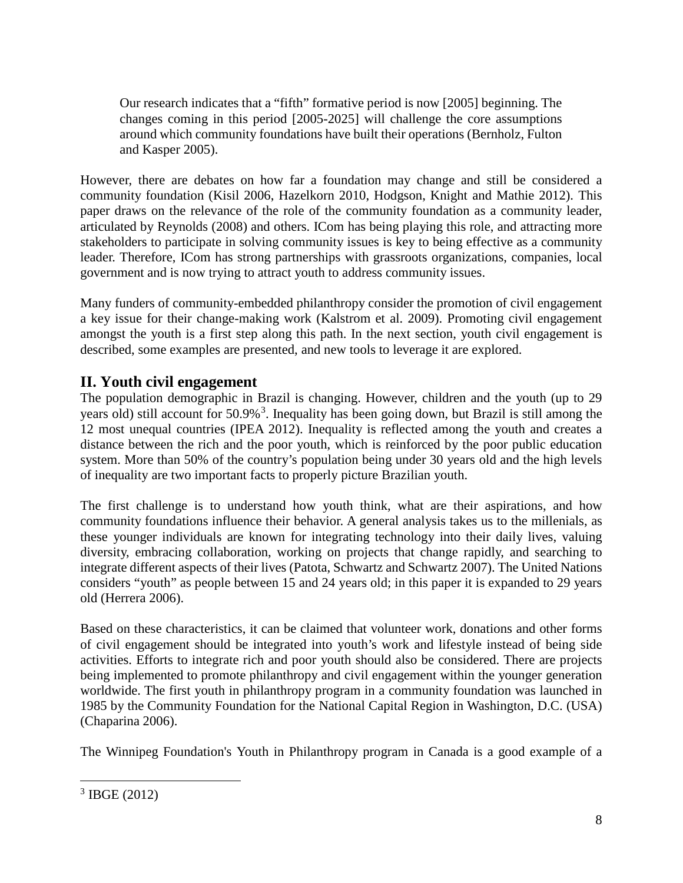> Our research indicates that a “fifth” formative period is now [2005] beginning. The changes coming in this period [2005-2025] will challenge the core assumptions around which community foundations have built their operations (Bernholz, Fulton and Kasper 2005).

However, there are debates on how far a foundation may change and still be considered a community foundation (Kisil 2006, Hazelkorn 2010, Hodgson, Knight and Mathie 2012). This paper draws on the relevance of the role of the community foundation as a community leader, articulated by Reynolds (2008) and others. ICom has being playing this role, and attracting more stakeholders to participate in solving community issues is key to being effective as a community leader. Therefore, ICom has strong partnerships with grassroots organizations, companies, local government and is now trying to attract youth to address community issues.

Many funders of community-embedded philanthropy consider the promotion of civil engagement a key issue for their change-making work (Kalstrom et al. 2009). Promoting civil engagement amongst the youth is a first step along this path. In the next section, youth civil engagement is described, some examples are presented, and new tools to leverage it are explored.

## II. Youth civil engagement

The population demographic in Brazil is changing. However, children and the youth (up to 29 years old) still account for 50.9%[3]. Inequality has been going down, but Brazil is still among the 12 most unequal countries (IPEA 2012). Inequality is reflected among the youth and creates a distance between the rich and the poor youth, which is reinforced by the poor public education system. More than 50% of the country’s population being under 30 years old and the high levels of inequality are two important facts to properly picture Brazilian youth.

The first challenge is to understand how youth think, what are their aspirations, and how community foundations influence their behavior. A general analysis takes us to the millenials, as these younger individuals are known for integrating technology into their daily lives, valuing diversity, embracing collaboration, working on projects that change rapidly, and searching to integrate different aspects of their lives (Patota, Schwartz and Schwartz 2007). The United Nations considers “youth” as people between 15 and 24 years old; in this paper it is expanded to 29 years old (Herrera 2006).

Based on these characteristics, it can be claimed that volunteer work, donations and other forms of civil engagement should be integrated into youth’s work and lifestyle instead of being side activities. Efforts to integrate rich and poor youth should also be considered. There are projects being implemented to promote philanthropy and civil engagement within the younger generation worldwide. The first youth in philanthropy program in a community foundation was launched in 1985 by the Community Foundation for the National Capital Region in Washington, D.C. (USA) (Chaparina 2006).

The Winnipeg Foundation's Youth in Philanthropy program in Canada is a good example of a

---

[3] IBGE (2012)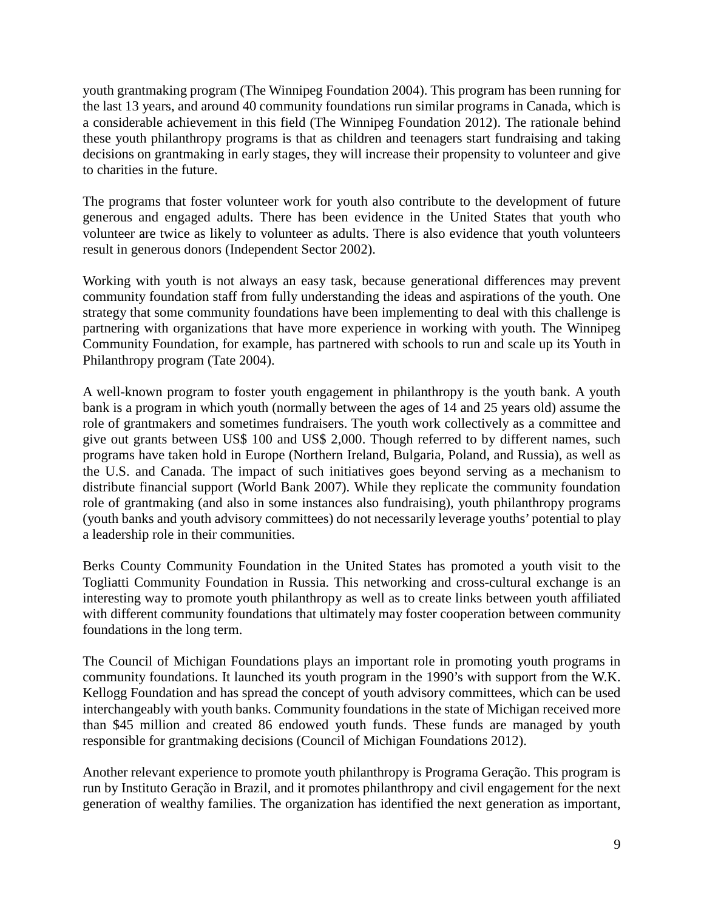youth grantmaking program (The Winnipeg Foundation 2004). This program has been running for the last 13 years, and around 40 community foundations run similar programs in Canada, which is a considerable achievement in this field (The Winnipeg Foundation 2012). The rationale behind these youth philanthropy programs is that as children and teenagers start fundraising and taking decisions on grantmaking in early stages, they will increase their propensity to volunteer and give to charities in the future.

The programs that foster volunteer work for youth also contribute to the development of future generous and engaged adults. There has been evidence in the United States that youth who volunteer are twice as likely to volunteer as adults. There is also evidence that youth volunteers result in generous donors (Independent Sector 2002).

Working with youth is not always an easy task, because generational differences may prevent community foundation staff from fully understanding the ideas and aspirations of the youth. One strategy that some community foundations have been implementing to deal with this challenge is partnering with organizations that have more experience in working with youth. The Winnipeg Community Foundation, for example, has partnered with schools to run and scale up its Youth in Philanthropy program (Tate 2004).

A well-known program to foster youth engagement in philanthropy is the youth bank. A youth bank is a program in which youth (normally between the ages of 14 and 25 years old) assume the role of grantmakers and sometimes fundraisers. The youth work collectively as a committee and give out grants between US$ 100 and US$ 2,000. Though referred to by different names, such programs have taken hold in Europe (Northern Ireland, Bulgaria, Poland, and Russia), as well as the U.S. and Canada. The impact of such initiatives goes beyond serving as a mechanism to distribute financial support (World Bank 2007). While they replicate the community foundation role of grantmaking (and also in some instances also fundraising), youth philanthropy programs (youth banks and youth advisory committees) do not necessarily leverage youths' potential to play a leadership role in their communities.

Berks County Community Foundation in the United States has promoted a youth visit to the Togliatti Community Foundation in Russia. This networking and cross-cultural exchange is an interesting way to promote youth philanthropy as well as to create links between youth affiliated with different community foundations that ultimately may foster cooperation between community foundations in the long term.

The Council of Michigan Foundations plays an important role in promoting youth programs in community foundations. It launched its youth program in the 1990's with support from the W.K. Kellogg Foundation and has spread the concept of youth advisory committees, which can be used interchangeably with youth banks. Community foundations in the state of Michigan received more than $45 million and created 86 endowed youth funds. These funds are managed by youth responsible for grantmaking decisions (Council of Michigan Foundations 2012).

Another relevant experience to promote youth philanthropy is Programa Geração. This program is run by Instituto Geração in Brazil, and it promotes philanthropy and civil engagement for the next generation of wealthy families. The organization has identified the next generation as important,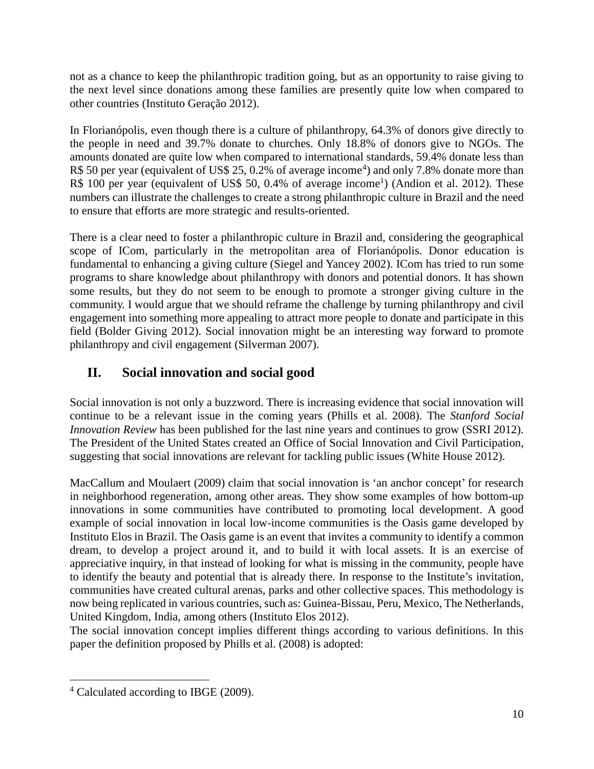not as a chance to keep the philanthropic tradition going, but as an opportunity to raise giving to the next level since donations among these families are presently quite low when compared to other countries (Instituto Geração 2012).

In Florianópolis, even though there is a culture of philanthropy, 64.3% of donors give directly to the people in need and 39.7% donate to churches. Only 18.8% of donors give to NGOs. The amounts donated are quite low when compared to international standards, 59.4% donate less than R$ 50 per year (equivalent of US$ 25, 0.2% of average income[4]) and only 7.8% donate more than R$ 100 per year (equivalent of US$ 50, 0.4% of average income[1]) (Andion et al. 2012). These numbers can illustrate the challenges to create a strong philanthropic culture in Brazil and the need to ensure that efforts are more strategic and results-oriented.

There is a clear need to foster a philanthropic culture in Brazil and, considering the geographical scope of ICom, particularly in the metropolitan area of Florianópolis. Donor education is fundamental to enhancing a giving culture (Siegel and Yancey 2002). ICom has tried to run some programs to share knowledge about philanthropy with donors and potential donors. It has shown some results, but they do not seem to be enough to promote a stronger giving culture in the community. I would argue that we should reframe the challenge by turning philanthropy and civil engagement into something more appealing to attract more people to donate and participate in this field (Bolder Giving 2012). Social innovation might be an interesting way forward to promote philanthropy and civil engagement (Silverman 2007).

## II. Social innovation and social good

Social innovation is not only a buzzword. There is increasing evidence that social innovation will continue to be a relevant issue in the coming years (Phills et al. 2008). The *Stanford Social Innovation Review* has been published for the last nine years and continues to grow (SSRI 2012). The President of the United States created an Office of Social Innovation and Civil Participation, suggesting that social innovations are relevant for tackling public issues (White House 2012).

MacCallum and Moulaert (2009) claim that social innovation is 'an anchor concept' for research in neighborhood regeneration, among other areas. They show some examples of how bottom-up innovations in some communities have contributed to promoting local development. A good example of social innovation in local low-income communities is the Oasis game developed by Instituto Elos in Brazil. The Oasis game is an event that invites a community to identify a common dream, to develop a project around it, and to build it with local assets. It is an exercise of appreciative inquiry, in that instead of looking for what is missing in the community, people have to identify the beauty and potential that is already there. In response to the Institute's invitation, communities have created cultural arenas, parks and other collective spaces. This methodology is now being replicated in various countries, such as: Guinea-Bissau, Peru, Mexico, The Netherlands, United Kingdom, India, among others (Instituto Elos 2012).

The social innovation concept implies different things according to various definitions. In this paper the definition proposed by Phills et al. (2008) is adopted:

[4] Calculated according to IBGE (2009).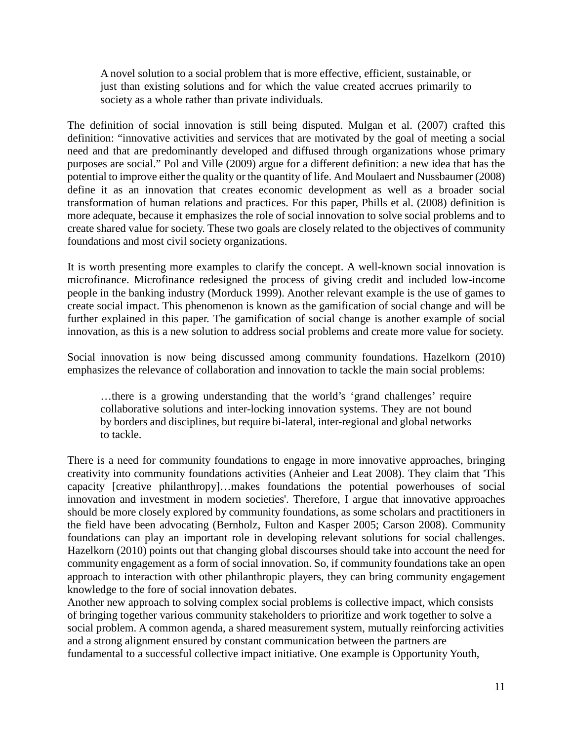> A novel solution to a social problem that is more effective, efficient, sustainable, or just than existing solutions and for which the value created accrues primarily to society as a whole rather than private individuals.

The definition of social innovation is still being disputed. Mulgan et al. (2007) crafted this definition: "innovative activities and services that are motivated by the goal of meeting a social need and that are predominantly developed and diffused through organizations whose primary purposes are social." Pol and Ville (2009) argue for a different definition: a new idea that has the potential to improve either the quality or the quantity of life. And Moulaert and Nussbaumer (2008) define it as an innovation that creates economic development as well as a broader social transformation of human relations and practices. For this paper, Phills et al. (2008) definition is more adequate, because it emphasizes the role of social innovation to solve social problems and to create shared value for society. These two goals are closely related to the objectives of community foundations and most civil society organizations.

It is worth presenting more examples to clarify the concept. A well-known social innovation is microfinance. Microfinance redesigned the process of giving credit and included low-income people in the banking industry (Morduck 1999). Another relevant example is the use of games to create social impact. This phenomenon is known as the gamification of social change and will be further explained in this paper. The gamification of social change is another example of social innovation, as this is a new solution to address social problems and create more value for society.

Social innovation is now being discussed among community foundations. Hazelkorn (2010) emphasizes the relevance of collaboration and innovation to tackle the main social problems:

> …there is a growing understanding that the world's 'grand challenges' require collaborative solutions and inter-locking innovation systems. They are not bound by borders and disciplines, but require bi-lateral, inter-regional and global networks to tackle.

There is a need for community foundations to engage in more innovative approaches, bringing creativity into community foundations activities (Anheier and Leat 2008). They claim that 'This capacity [creative philanthropy]…makes foundations the potential powerhouses of social innovation and investment in modern societies'. Therefore, I argue that innovative approaches should be more closely explored by community foundations, as some scholars and practitioners in the field have been advocating (Bernholz, Fulton and Kasper 2005; Carson 2008). Community foundations can play an important role in developing relevant solutions for social challenges. Hazelkorn (2010) points out that changing global discourses should take into account the need for community engagement as a form of social innovation. So, if community foundations take an open approach to interaction with other philanthropic players, they can bring community engagement knowledge to the fore of social innovation debates.

Another new approach to solving complex social problems is collective impact, which consists of bringing together various community stakeholders to prioritize and work together to solve a social problem. A common agenda, a shared measurement system, mutually reinforcing activities and a strong alignment ensured by constant communication between the partners are fundamental to a successful collective impact initiative. One example is Opportunity Youth,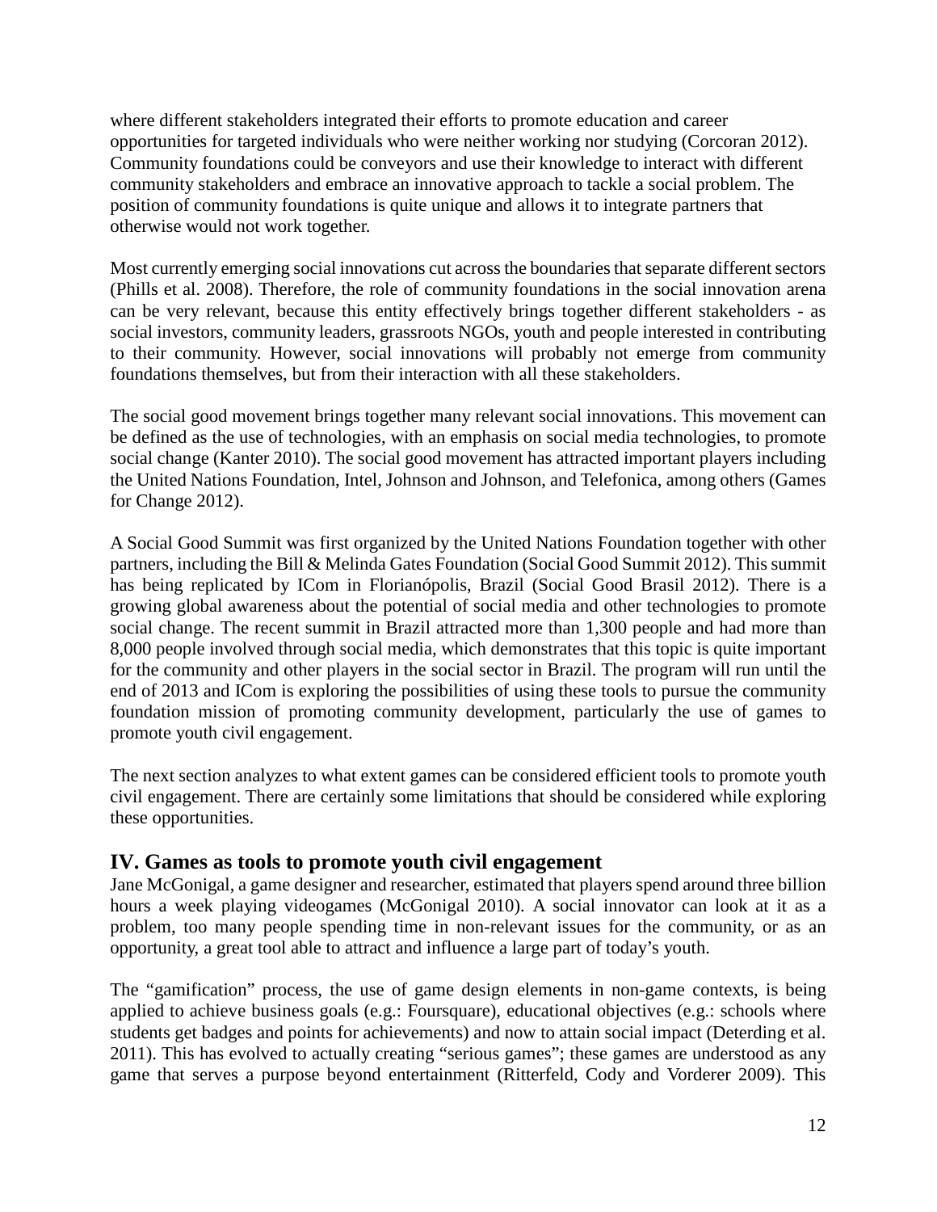where different stakeholders integrated their efforts to promote education and career opportunities for targeted individuals who were neither working nor studying (Corcoran 2012). Community foundations could be conveyors and use their knowledge to interact with different community stakeholders and embrace an innovative approach to tackle a social problem. The position of community foundations is quite unique and allows it to integrate partners that otherwise would not work together.

Most currently emerging social innovations cut across the boundaries that separate different sectors (Phills et al. 2008). Therefore, the role of community foundations in the social innovation arena can be very relevant, because this entity effectively brings together different stakeholders - as social investors, community leaders, grassroots NGOs, youth and people interested in contributing to their community. However, social innovations will probably not emerge from community foundations themselves, but from their interaction with all these stakeholders.

The social good movement brings together many relevant social innovations. This movement can be defined as the use of technologies, with an emphasis on social media technologies, to promote social change (Kanter 2010). The social good movement has attracted important players including the United Nations Foundation, Intel, Johnson and Johnson, and Telefonica, among others (Games for Change 2012).

A Social Good Summit was first organized by the United Nations Foundation together with other partners, including the Bill & Melinda Gates Foundation (Social Good Summit 2012). This summit has being replicated by ICom in Florianópolis, Brazil (Social Good Brasil 2012). There is a growing global awareness about the potential of social media and other technologies to promote social change. The recent summit in Brazil attracted more than 1,300 people and had more than 8,000 people involved through social media, which demonstrates that this topic is quite important for the community and other players in the social sector in Brazil. The program will run until the end of 2013 and ICom is exploring the possibilities of using these tools to pursue the community foundation mission of promoting community development, particularly the use of games to promote youth civil engagement.

The next section analyzes to what extent games can be considered efficient tools to promote youth civil engagement. There are certainly some limitations that should be considered while exploring these opportunities.

## IV. Games as tools to promote youth civil engagement

Jane McGonigal, a game designer and researcher, estimated that players spend around three billion hours a week playing videogames (McGonigal 2010). A social innovator can look at it as a problem, too many people spending time in non-relevant issues for the community, or as an opportunity, a great tool able to attract and influence a large part of today's youth.

The "gamification" process, the use of game design elements in non-game contexts, is being applied to achieve business goals (e.g.: Foursquare), educational objectives (e.g.: schools where students get badges and points for achievements) and now to attain social impact (Deterding et al. 2011). This has evolved to actually creating "serious games"; these games are understood as any game that serves a purpose beyond entertainment (Ritterfeld, Cody and Vorderer 2009). This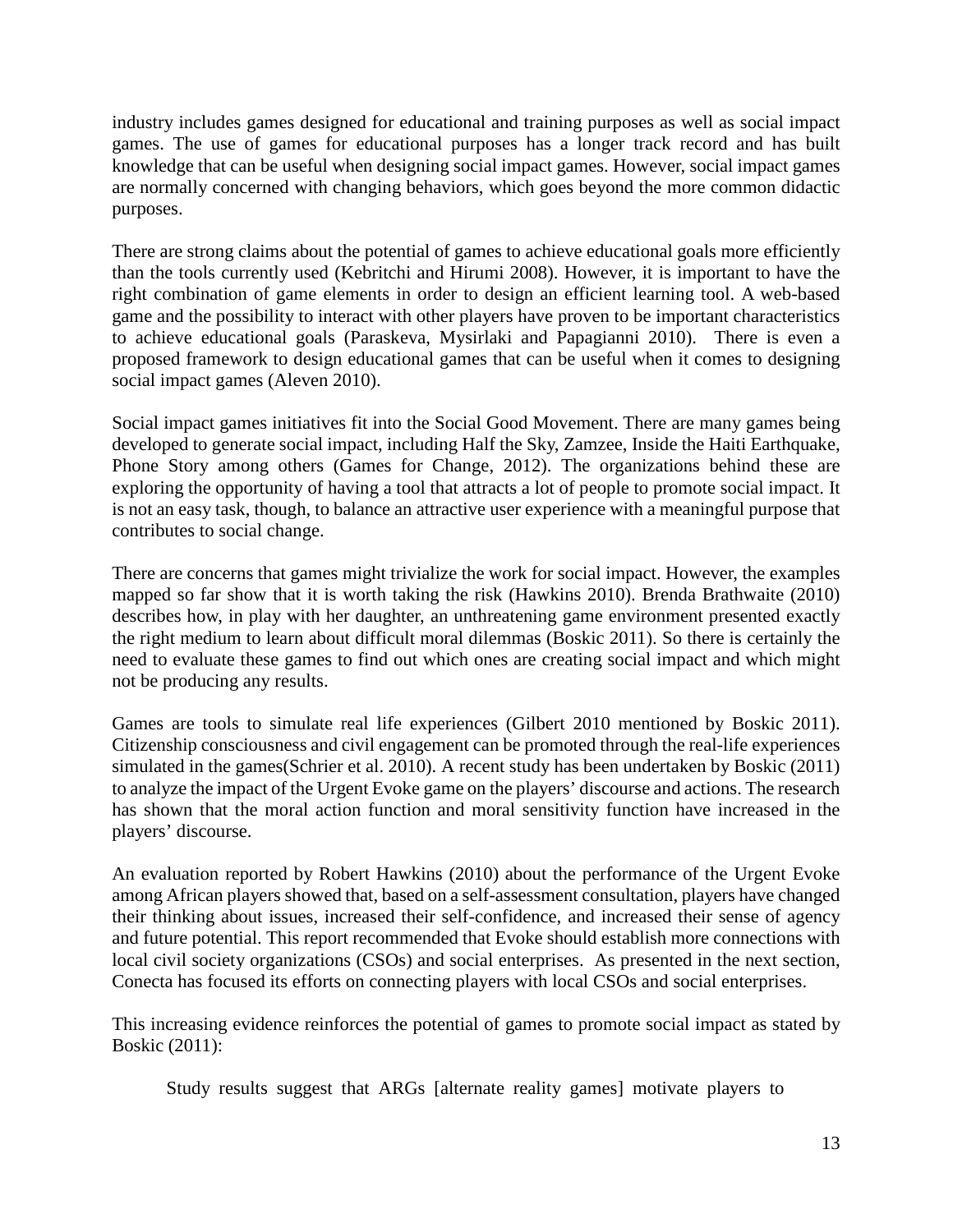industry includes games designed for educational and training purposes as well as social impact games. The use of games for educational purposes has a longer track record and has built knowledge that can be useful when designing social impact games. However, social impact games are normally concerned with changing behaviors, which goes beyond the more common didactic purposes.

There are strong claims about the potential of games to achieve educational goals more efficiently than the tools currently used (Kebritchi and Hirumi 2008). However, it is important to have the right combination of game elements in order to design an efficient learning tool. A web-based game and the possibility to interact with other players have proven to be important characteristics to achieve educational goals (Paraskeva, Mysirlaki and Papagianni 2010). There is even a proposed framework to design educational games that can be useful when it comes to designing social impact games (Aleven 2010).

Social impact games initiatives fit into the Social Good Movement. There are many games being developed to generate social impact, including Half the Sky, Zamzee, Inside the Haiti Earthquake, Phone Story among others (Games for Change, 2012). The organizations behind these are exploring the opportunity of having a tool that attracts a lot of people to promote social impact. It is not an easy task, though, to balance an attractive user experience with a meaningful purpose that contributes to social change.

There are concerns that games might trivialize the work for social impact. However, the examples mapped so far show that it is worth taking the risk (Hawkins 2010). Brenda Brathwaite (2010) describes how, in play with her daughter, an unthreatening game environment presented exactly the right medium to learn about difficult moral dilemmas (Boskic 2011). So there is certainly the need to evaluate these games to find out which ones are creating social impact and which might not be producing any results.

Games are tools to simulate real life experiences (Gilbert 2010 mentioned by Boskic 2011). Citizenship consciousness and civil engagement can be promoted through the real-life experiences simulated in the games(Schrier et al. 2010). A recent study has been undertaken by Boskic (2011) to analyze the impact of the Urgent Evoke game on the players' discourse and actions. The research has shown that the moral action function and moral sensitivity function have increased in the players' discourse.

An evaluation reported by Robert Hawkins (2010) about the performance of the Urgent Evoke among African players showed that, based on a self-assessment consultation, players have changed their thinking about issues, increased their self-confidence, and increased their sense of agency and future potential. This report recommended that Evoke should establish more connections with local civil society organizations (CSOs) and social enterprises. As presented in the next section, Conecta has focused its efforts on connecting players with local CSOs and social enterprises.

This increasing evidence reinforces the potential of games to promote social impact as stated by Boskic (2011):

> Study results suggest that ARGs [alternate reality games] motivate players to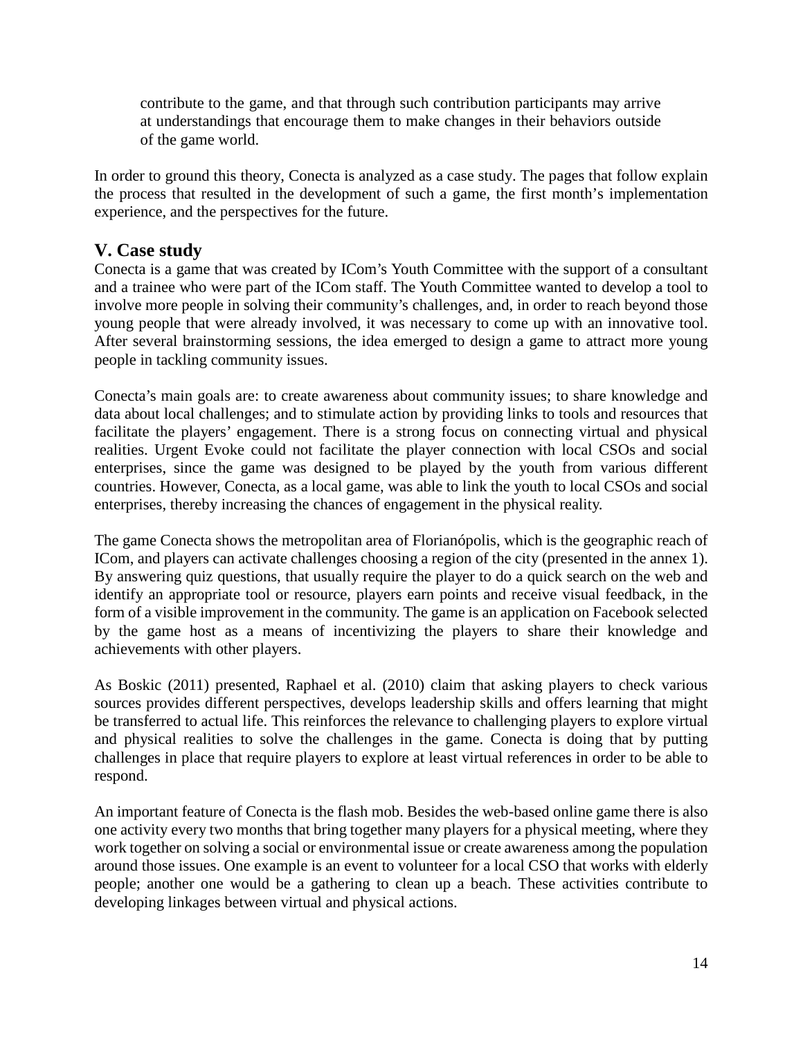> contribute to the game, and that through such contribution participants may arrive at understandings that encourage them to make changes in their behaviors outside of the game world.

In order to ground this theory, Conecta is analyzed as a case study. The pages that follow explain the process that resulted in the development of such a game, the first month's implementation experience, and the perspectives for the future.

## V. Case study

Conecta is a game that was created by ICom's Youth Committee with the support of a consultant and a trainee who were part of the ICom staff. The Youth Committee wanted to develop a tool to involve more people in solving their community's challenges, and, in order to reach beyond those young people that were already involved, it was necessary to come up with an innovative tool. After several brainstorming sessions, the idea emerged to design a game to attract more young people in tackling community issues.

Conecta's main goals are: to create awareness about community issues; to share knowledge and data about local challenges; and to stimulate action by providing links to tools and resources that facilitate the players' engagement. There is a strong focus on connecting virtual and physical realities. Urgent Evoke could not facilitate the player connection with local CSOs and social enterprises, since the game was designed to be played by the youth from various different countries. However, Conecta, as a local game, was able to link the youth to local CSOs and social enterprises, thereby increasing the chances of engagement in the physical reality.

The game Conecta shows the metropolitan area of Florianópolis, which is the geographic reach of ICom, and players can activate challenges choosing a region of the city (presented in the annex 1). By answering quiz questions, that usually require the player to do a quick search on the web and identify an appropriate tool or resource, players earn points and receive visual feedback, in the form of a visible improvement in the community. The game is an application on Facebook selected by the game host as a means of incentivizing the players to share their knowledge and achievements with other players.

As Boskic (2011) presented, Raphael et al. (2010) claim that asking players to check various sources provides different perspectives, develops leadership skills and offers learning that might be transferred to actual life. This reinforces the relevance to challenging players to explore virtual and physical realities to solve the challenges in the game. Conecta is doing that by putting challenges in place that require players to explore at least virtual references in order to be able to respond.

An important feature of Conecta is the flash mob. Besides the web-based online game there is also one activity every two months that bring together many players for a physical meeting, where they work together on solving a social or environmental issue or create awareness among the population around those issues. One example is an event to volunteer for a local CSO that works with elderly people; another one would be a gathering to clean up a beach. These activities contribute to developing linkages between virtual and physical actions.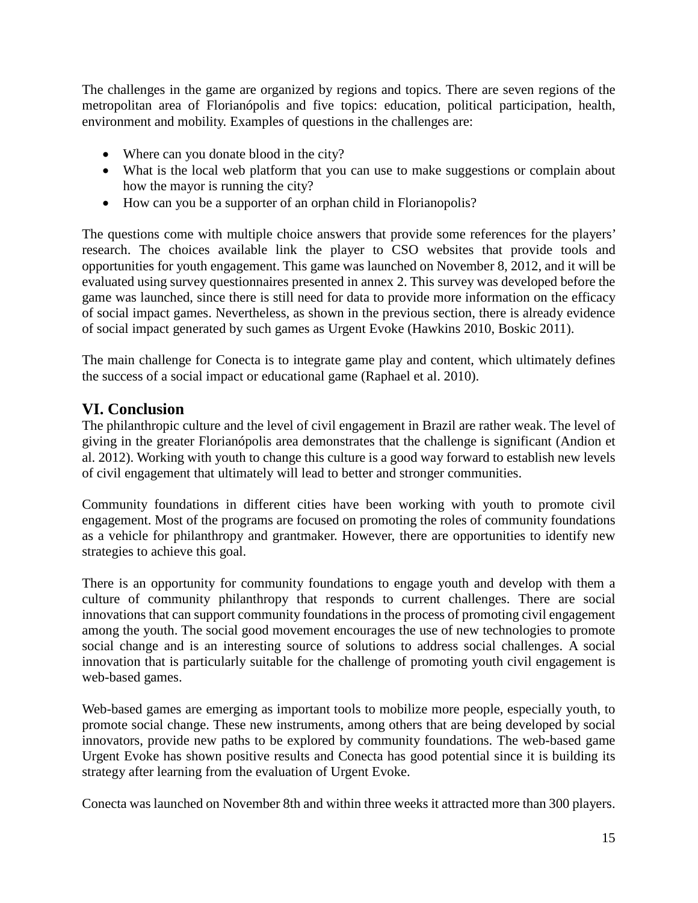The challenges in the game are organized by regions and topics. There are seven regions of the metropolitan area of Florianópolis and five topics: education, political participation, health, environment and mobility. Examples of questions in the challenges are:

- Where can you donate blood in the city?
- What is the local web platform that you can use to make suggestions or complain about how the mayor is running the city?
- How can you be a supporter of an orphan child in Florianopolis?

The questions come with multiple choice answers that provide some references for the players' research. The choices available link the player to CSO websites that provide tools and opportunities for youth engagement. This game was launched on November 8, 2012, and it will be evaluated using survey questionnaires presented in annex 2. This survey was developed before the game was launched, since there is still need for data to provide more information on the efficacy of social impact games. Nevertheless, as shown in the previous section, there is already evidence of social impact generated by such games as Urgent Evoke (Hawkins 2010, Boskic 2011).

The main challenge for Conecta is to integrate game play and content, which ultimately defines the success of a social impact or educational game (Raphael et al. 2010).

## VI. Conclusion

The philanthropic culture and the level of civil engagement in Brazil are rather weak. The level of giving in the greater Florianópolis area demonstrates that the challenge is significant (Andion et al. 2012). Working with youth to change this culture is a good way forward to establish new levels of civil engagement that ultimately will lead to better and stronger communities.

Community foundations in different cities have been working with youth to promote civil engagement. Most of the programs are focused on promoting the roles of community foundations as a vehicle for philanthropy and grantmaker. However, there are opportunities to identify new strategies to achieve this goal.

There is an opportunity for community foundations to engage youth and develop with them a culture of community philanthropy that responds to current challenges. There are social innovations that can support community foundations in the process of promoting civil engagement among the youth. The social good movement encourages the use of new technologies to promote social change and is an interesting source of solutions to address social challenges. A social innovation that is particularly suitable for the challenge of promoting youth civil engagement is web-based games.

Web-based games are emerging as important tools to mobilize more people, especially youth, to promote social change. These new instruments, among others that are being developed by social innovators, provide new paths to be explored by community foundations. The web-based game Urgent Evoke has shown positive results and Conecta has good potential since it is building its strategy after learning from the evaluation of Urgent Evoke.

Conecta was launched on November 8th and within three weeks it attracted more than 300 players.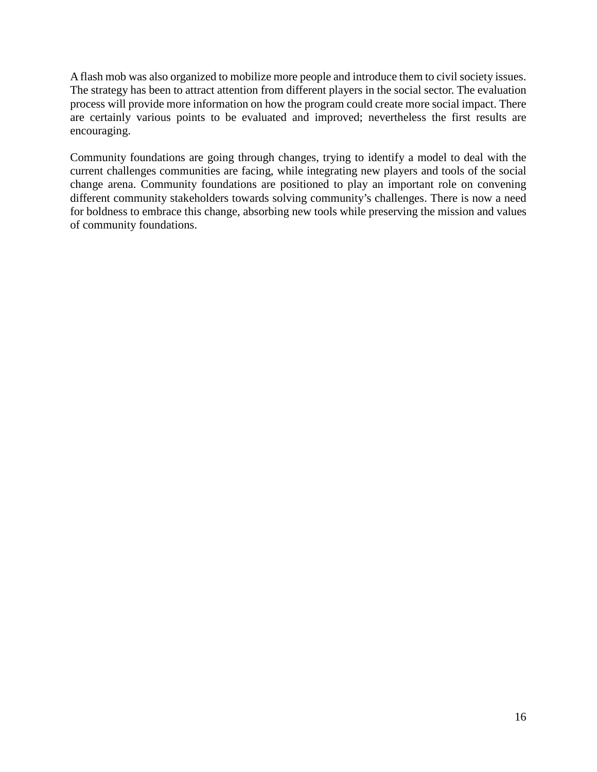A flash mob was also organized to mobilize more people and introduce them to civil society issues. The strategy has been to attract attention from different players in the social sector. The evaluation process will provide more information on how the program could create more social impact. There are certainly various points to be evaluated and improved; nevertheless the first results are encouraging.

Community foundations are going through changes, trying to identify a model to deal with the current challenges communities are facing, while integrating new players and tools of the social change arena. Community foundations are positioned to play an important role on convening different community stakeholders towards solving community's challenges. There is now a need for boldness to embrace this change, absorbing new tools while preserving the mission and values of community foundations.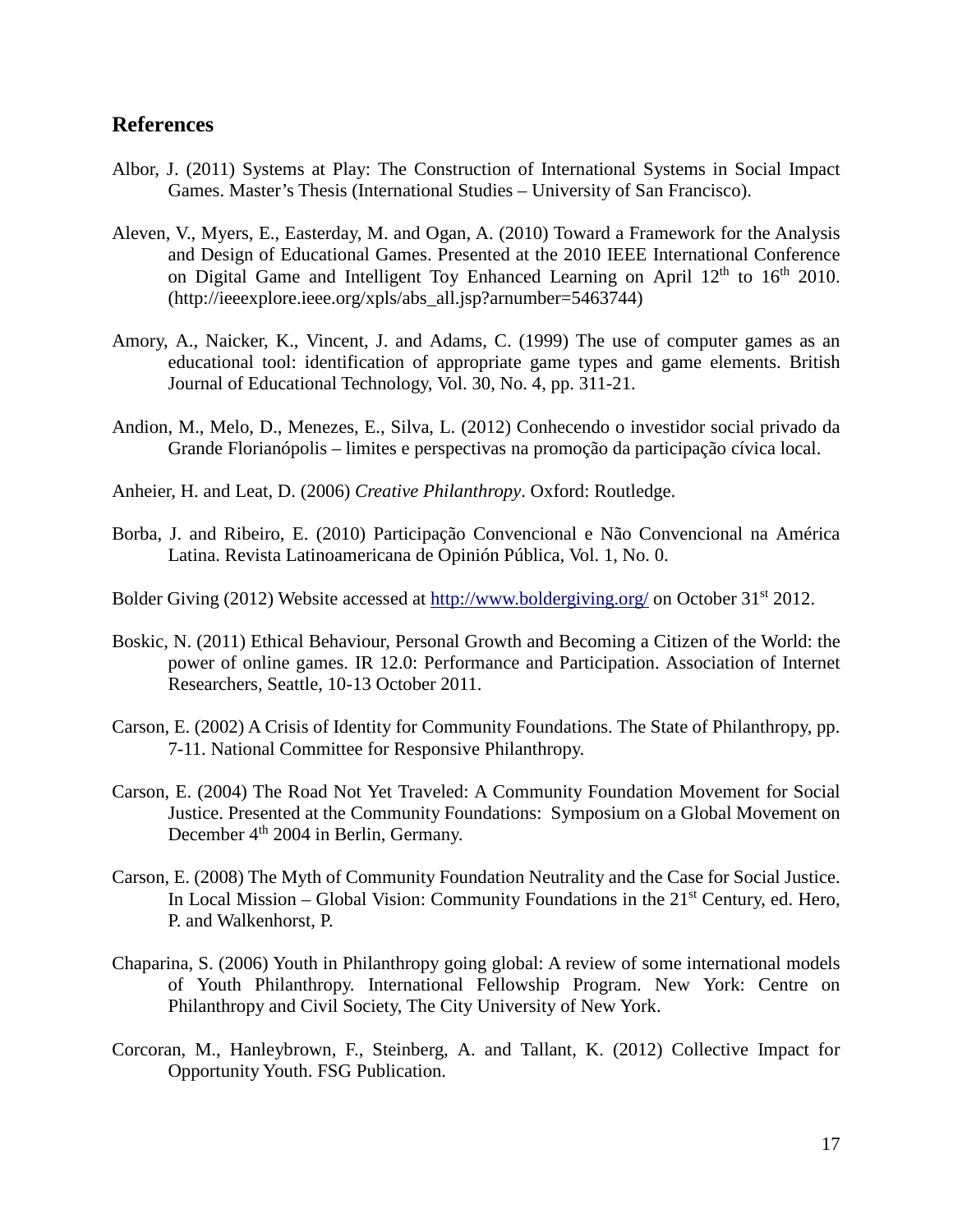## References

Albor, J. (2011) Systems at Play: The Construction of International Systems in Social Impact Games. Master's Thesis (International Studies – University of San Francisco).

Aleven, V., Myers, E., Easterday, M. and Ogan, A. (2010) Toward a Framework for the Analysis and Design of Educational Games. Presented at the 2010 IEEE International Conference on Digital Game and Intelligent Toy Enhanced Learning on April 12th to 16th 2010. (http://ieeexplore.ieee.org/xpls/abs_all.jsp?arnumber=5463744)

Amory, A., Naicker, K., Vincent, J. and Adams, C. (1999) The use of computer games as an educational tool: identification of appropriate game types and game elements. British Journal of Educational Technology, Vol. 30, No. 4, pp. 311-21.

Andion, M., Melo, D., Menezes, E., Silva, L. (2012) Conhecendo o investidor social privado da Grande Florianópolis – limites e perspectivas na promoção da participação cívica local.

Anheier, H. and Leat, D. (2006) *Creative Philanthropy*. Oxford: Routledge.

Borba, J. and Ribeiro, E. (2010) Participação Convencional e Não Convencional na América Latina. Revista Latinoamericana de Opinión Pública, Vol. 1, No. 0.

Bolder Giving (2012) Website accessed at http://www.boldergiving.org/ on October 31st 2012.

Boskic, N. (2011) Ethical Behaviour, Personal Growth and Becoming a Citizen of the World: the power of online games. IR 12.0: Performance and Participation. Association of Internet Researchers, Seattle, 10-13 October 2011.

Carson, E. (2002) A Crisis of Identity for Community Foundations. The State of Philanthropy, pp. 7-11. National Committee for Responsive Philanthropy.

Carson, E. (2004) The Road Not Yet Traveled: A Community Foundation Movement for Social Justice. Presented at the Community Foundations: Symposium on a Global Movement on December 4th 2004 in Berlin, Germany.

Carson, E. (2008) The Myth of Community Foundation Neutrality and the Case for Social Justice. In Local Mission – Global Vision: Community Foundations in the 21st Century, ed. Hero, P. and Walkenhorst, P.

Chaparina, S. (2006) Youth in Philanthropy going global: A review of some international models of Youth Philanthropy. International Fellowship Program. New York: Centre on Philanthropy and Civil Society, The City University of New York.

Corcoran, M., Hanleybrown, F., Steinberg, A. and Tallant, K. (2012) Collective Impact for Opportunity Youth. FSG Publication.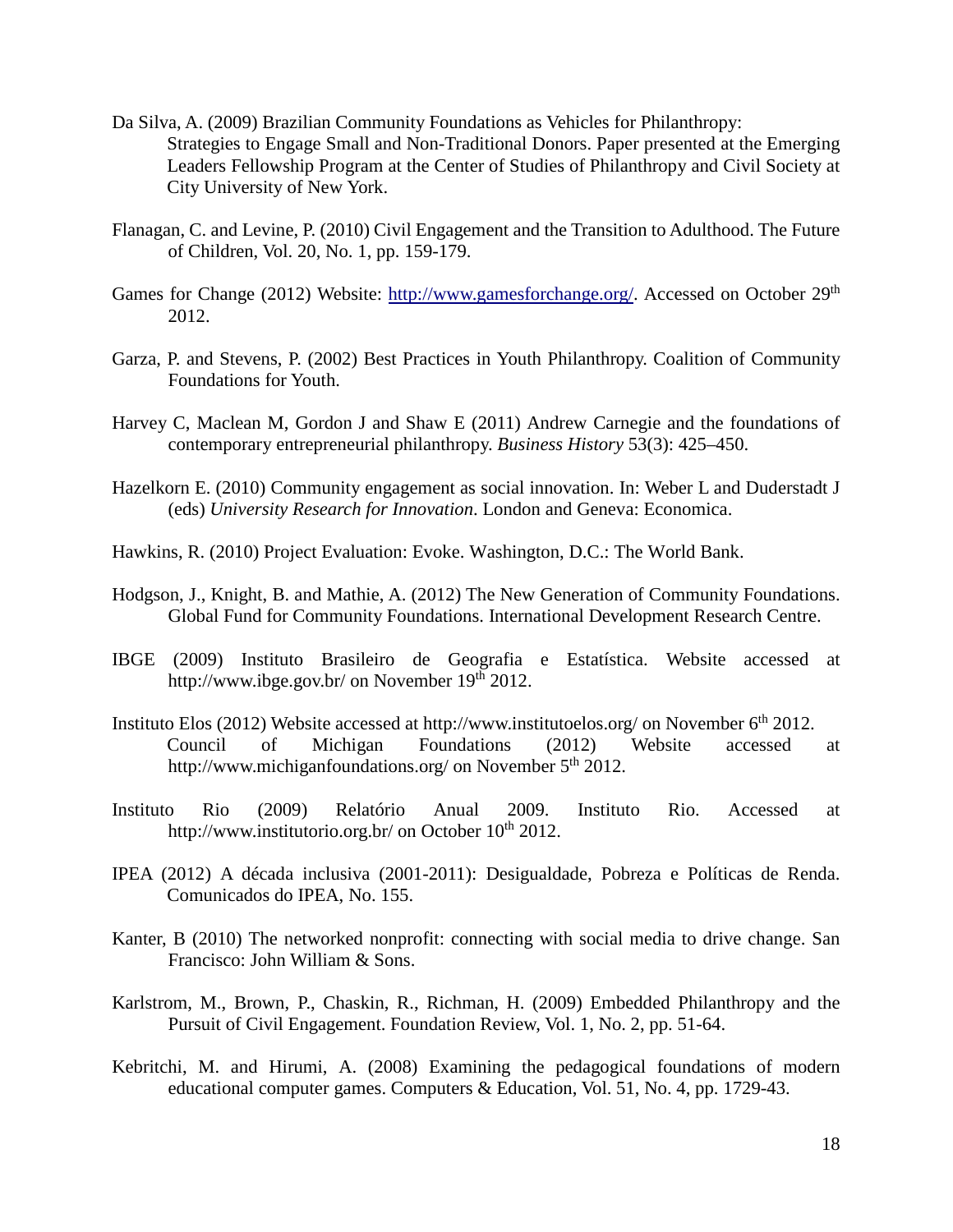Da Silva, A. (2009) Brazilian Community Foundations as Vehicles for Philanthropy: Strategies to Engage Small and Non-Traditional Donors. Paper presented at the Emerging Leaders Fellowship Program at the Center of Studies of Philanthropy and Civil Society at City University of New York.

Flanagan, C. and Levine, P. (2010) Civil Engagement and the Transition to Adulthood. The Future of Children, Vol. 20, No. 1, pp. 159-179.

Games for Change (2012) Website: http://www.gamesforchange.org/. Accessed on October 29th 2012.

Garza, P. and Stevens, P. (2002) Best Practices in Youth Philanthropy. Coalition of Community Foundations for Youth.

Harvey C, Maclean M, Gordon J and Shaw E (2011) Andrew Carnegie and the foundations of contemporary entrepreneurial philanthropy. *Business History* 53(3): 425–450.

Hazelkorn E. (2010) Community engagement as social innovation. In: Weber L and Duderstadt J (eds) *University Research for Innovation*. London and Geneva: Economica.

Hawkins, R. (2010) Project Evaluation: Evoke. Washington, D.C.: The World Bank.

Hodgson, J., Knight, B. and Mathie, A. (2012) The New Generation of Community Foundations. Global Fund for Community Foundations. International Development Research Centre.

IBGE (2009) Instituto Brasileiro de Geografia e Estatística. Website accessed at http://www.ibge.gov.br/ on November 19th 2012.

Instituto Elos (2012) Website accessed at http://www.institutoelos.org/ on November 6th 2012. Council of Michigan Foundations (2012) Website accessed at http://www.michiganfoundations.org/ on November 5th 2012.

Instituto Rio (2009) Relatório Anual 2009. Instituto Rio. Accessed at http://www.institutorio.org.br/ on October 10th 2012.

IPEA (2012) A década inclusiva (2001-2011): Desigualdade, Pobreza e Políticas de Renda. Comunicados do IPEA, No. 155.

Kanter, B (2010) The networked nonprofit: connecting with social media to drive change. San Francisco: John William & Sons.

Karlstrom, M., Brown, P., Chaskin, R., Richman, H. (2009) Embedded Philanthropy and the Pursuit of Civil Engagement. Foundation Review, Vol. 1, No. 2, pp. 51-64.

Kebritchi, M. and Hirumi, A. (2008) Examining the pedagogical foundations of modern educational computer games. Computers & Education, Vol. 51, No. 4, pp. 1729-43.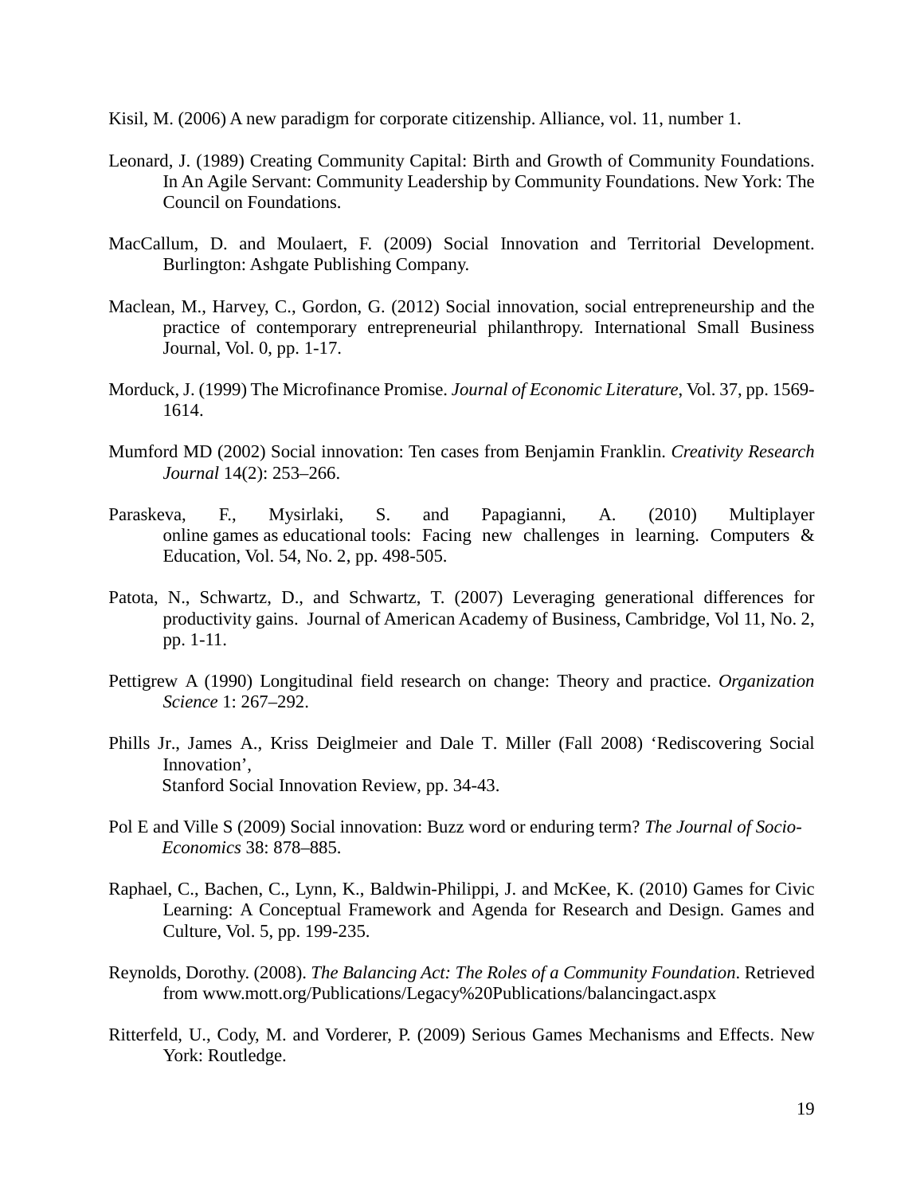Kisil, M. (2006) A new paradigm for corporate citizenship. Alliance, vol. 11, number 1.

Leonard, J. (1989) Creating Community Capital: Birth and Growth of Community Foundations. In An Agile Servant: Community Leadership by Community Foundations. New York: The Council on Foundations.

MacCallum, D. and Moulaert, F. (2009) Social Innovation and Territorial Development. Burlington: Ashgate Publishing Company.

Maclean, M., Harvey, C., Gordon, G. (2012) Social innovation, social entrepreneurship and the practice of contemporary entrepreneurial philanthropy. International Small Business Journal, Vol. 0, pp. 1-17.

Morduck, J. (1999) The Microfinance Promise. *Journal of Economic Literature*, Vol. 37, pp. 1569-1614.

Mumford MD (2002) Social innovation: Ten cases from Benjamin Franklin. *Creativity Research Journal* 14(2): 253–266.

Paraskeva, F., Mysirlaki, S. and Papagianni, A. (2010) Multiplayer online games as educational tools: Facing new challenges in learning. Computers & Education, Vol. 54, No. 2, pp. 498-505.

Patota, N., Schwartz, D., and Schwartz, T. (2007) Leveraging generational differences for productivity gains. Journal of American Academy of Business, Cambridge, Vol 11, No. 2, pp. 1-11.

Pettigrew A (1990) Longitudinal field research on change: Theory and practice. *Organization Science* 1: 267–292.

Phills Jr., James A., Kriss Deiglmeier and Dale T. Miller (Fall 2008) 'Rediscovering Social Innovation', Stanford Social Innovation Review, pp. 34-43.

Pol E and Ville S (2009) Social innovation: Buzz word or enduring term? *The Journal of Socio-Economics* 38: 878–885.

Raphael, C., Bachen, C., Lynn, K., Baldwin-Philippi, J. and McKee, K. (2010) Games for Civic Learning: A Conceptual Framework and Agenda for Research and Design. Games and Culture, Vol. 5, pp. 199-235.

Reynolds, Dorothy. (2008). *The Balancing Act: The Roles of a Community Foundation*. Retrieved from www.mott.org/Publications/Legacy%20Publications/balancingact.aspx

Ritterfeld, U., Cody, M. and Vorderer, P. (2009) Serious Games Mechanisms and Effects. New York: Routledge.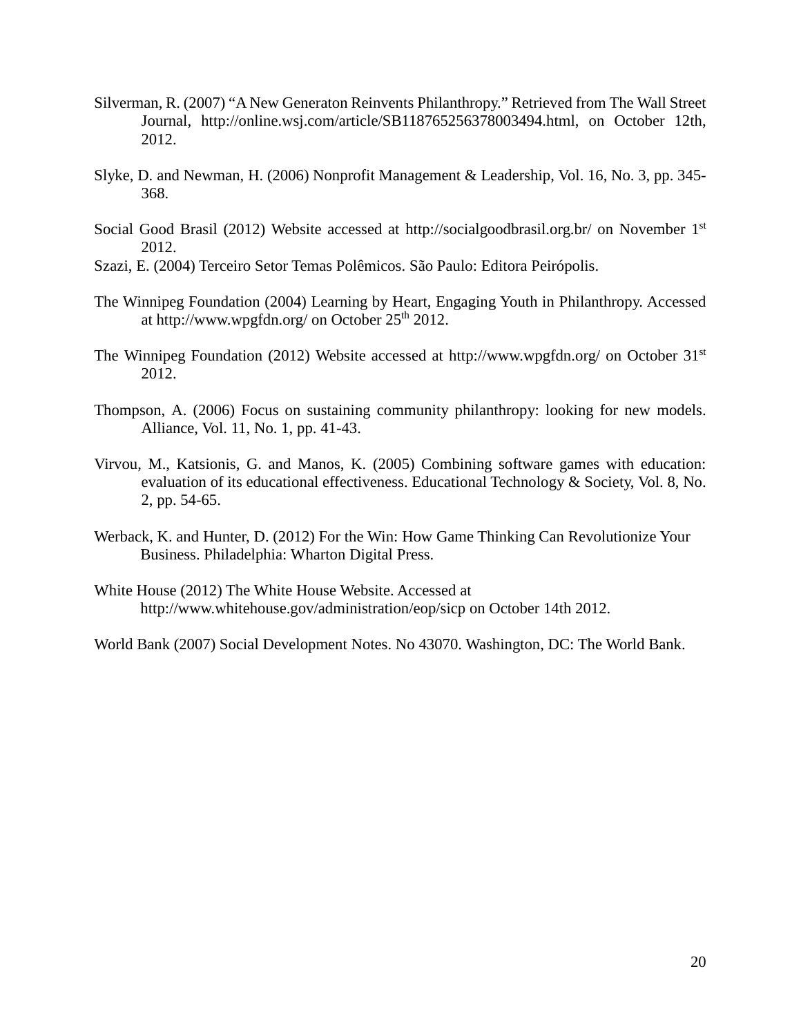Silverman, R. (2007) "A New Generaton Reinvents Philanthropy." Retrieved from The Wall Street Journal, http://online.wsj.com/article/SB118765256378003494.html, on October 12th, 2012.

Slyke, D. and Newman, H. (2006) Nonprofit Management & Leadership, Vol. 16, No. 3, pp. 345-368.

Social Good Brasil (2012) Website accessed at http://socialgoodbrasil.org.br/ on November 1st 2012.

Szazi, E. (2004) Terceiro Setor Temas Polêmicos. São Paulo: Editora Peirópolis.

The Winnipeg Foundation (2004) Learning by Heart, Engaging Youth in Philanthropy. Accessed at http://www.wpgfdn.org/ on October 25th 2012.

The Winnipeg Foundation (2012) Website accessed at http://www.wpgfdn.org/ on October 31st 2012.

Thompson, A. (2006) Focus on sustaining community philanthropy: looking for new models. Alliance, Vol. 11, No. 1, pp. 41-43.

Virvou, M., Katsionis, G. and Manos, K. (2005) Combining software games with education: evaluation of its educational effectiveness. Educational Technology & Society, Vol. 8, No. 2, pp. 54-65.

Werback, K. and Hunter, D. (2012) For the Win: How Game Thinking Can Revolutionize Your Business. Philadelphia: Wharton Digital Press.

White House (2012) The White House Website. Accessed at http://www.whitehouse.gov/administration/eop/sicp on October 14th 2012.

World Bank (2007) Social Development Notes. No 43070. Washington, DC: The World Bank.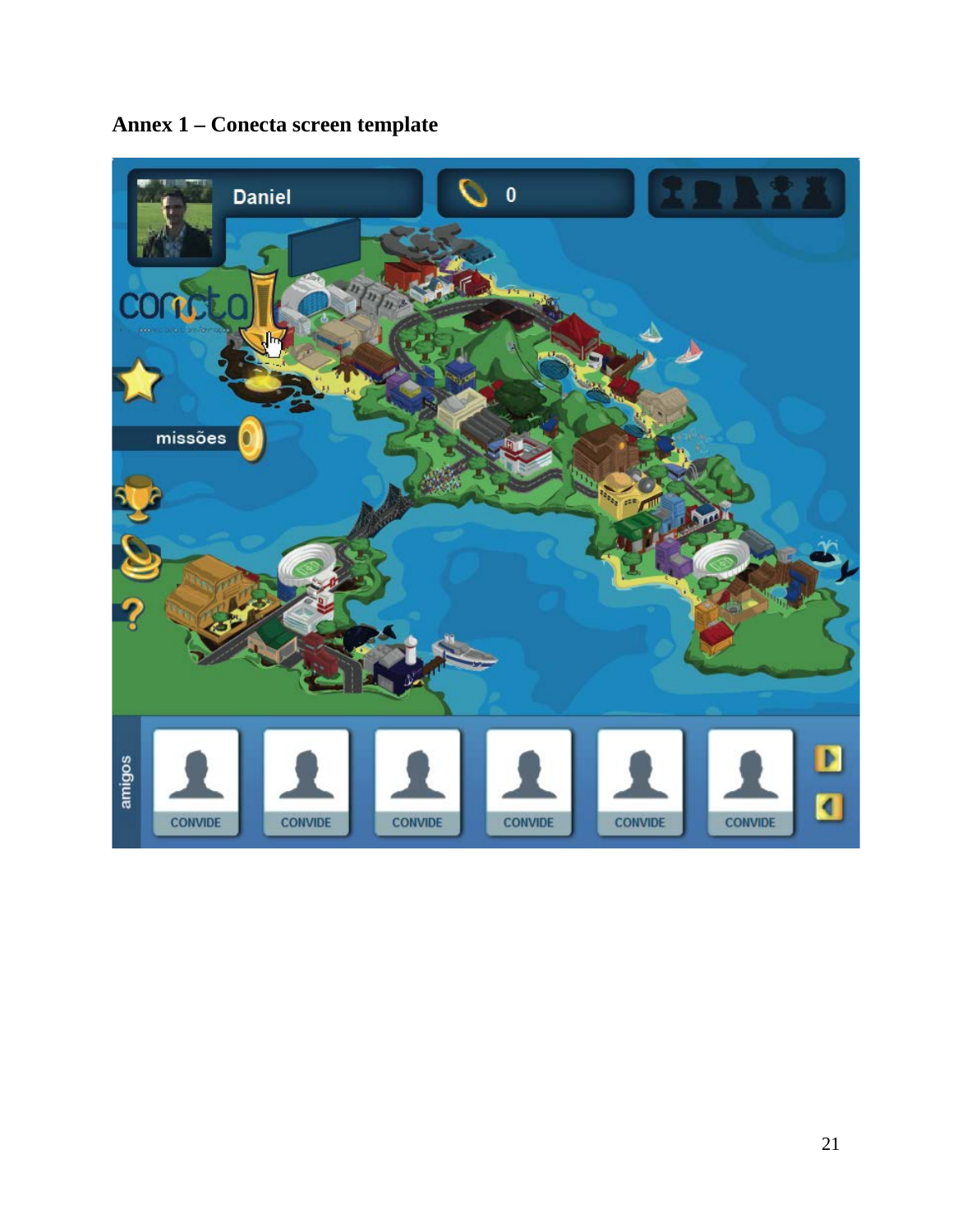**Annex 1 – Conecta screen template**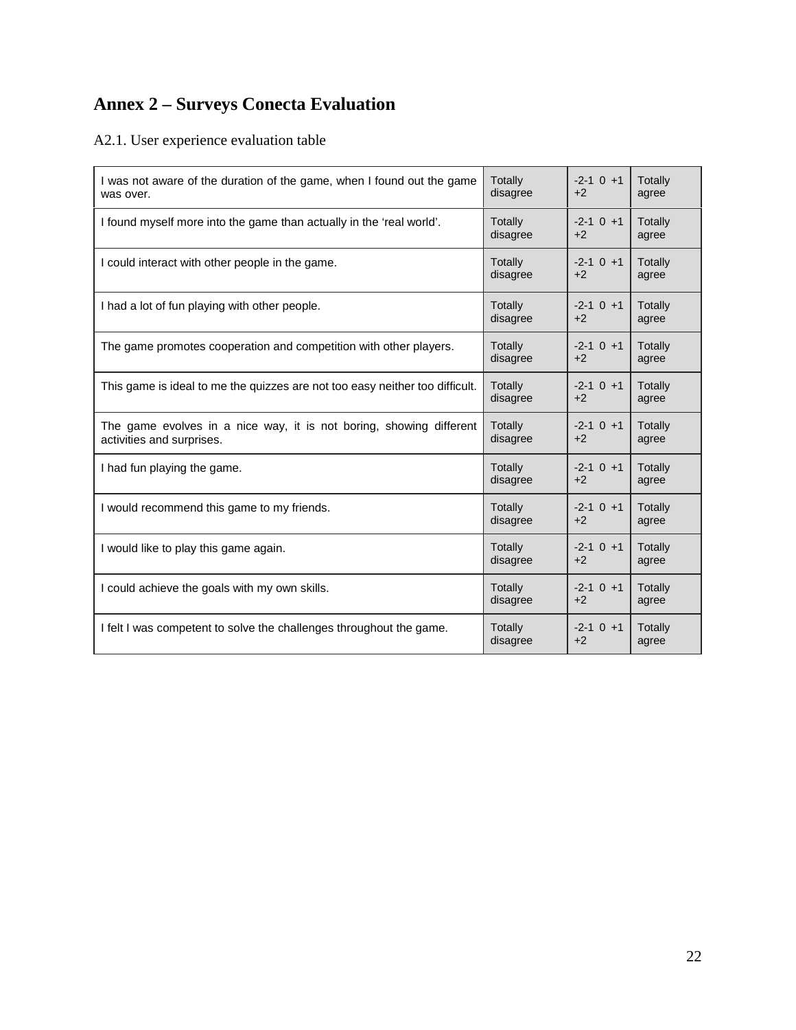# Annex 2 – Surveys Conecta Evaluation

A2.1. User experience evaluation table

| | | | |
|---|---|---|---|
| I was not aware of the duration of the game, when I found out the game was over. | Totally disagree | -2-1 0 +1 +2 | Totally agree |
| I found myself more into the game than actually in the 'real world'. | Totally disagree | -2-1 0 +1 +2 | Totally agree |
| I could interact with other people in the game. | Totally disagree | -2-1 0 +1 +2 | Totally agree |
| I had a lot of fun playing with other people. | Totally disagree | -2-1 0 +1 +2 | Totally agree |
| The game promotes cooperation and competition with other players. | Totally disagree | -2-1 0 +1 +2 | Totally agree |
| This game is ideal to me the quizzes are not too easy neither too difficult. | Totally disagree | -2-1 0 +1 +2 | Totally agree |
| The game evolves in a nice way, it is not boring, showing different activities and surprises. | Totally disagree | -2-1 0 +1 +2 | Totally agree |
| I had fun playing the game. | Totally disagree | -2-1 0 +1 +2 | Totally agree |
| I would recommend this game to my friends. | Totally disagree | -2-1 0 +1 +2 | Totally agree |
| I would like to play this game again. | Totally disagree | -2-1 0 +1 +2 | Totally agree |
| I could achieve the goals with my own skills. | Totally disagree | -2-1 0 +1 +2 | Totally agree |
| I felt I was competent to solve the challenges throughout the game. | Totally disagree | -2-1 0 +1 +2 | Totally agree |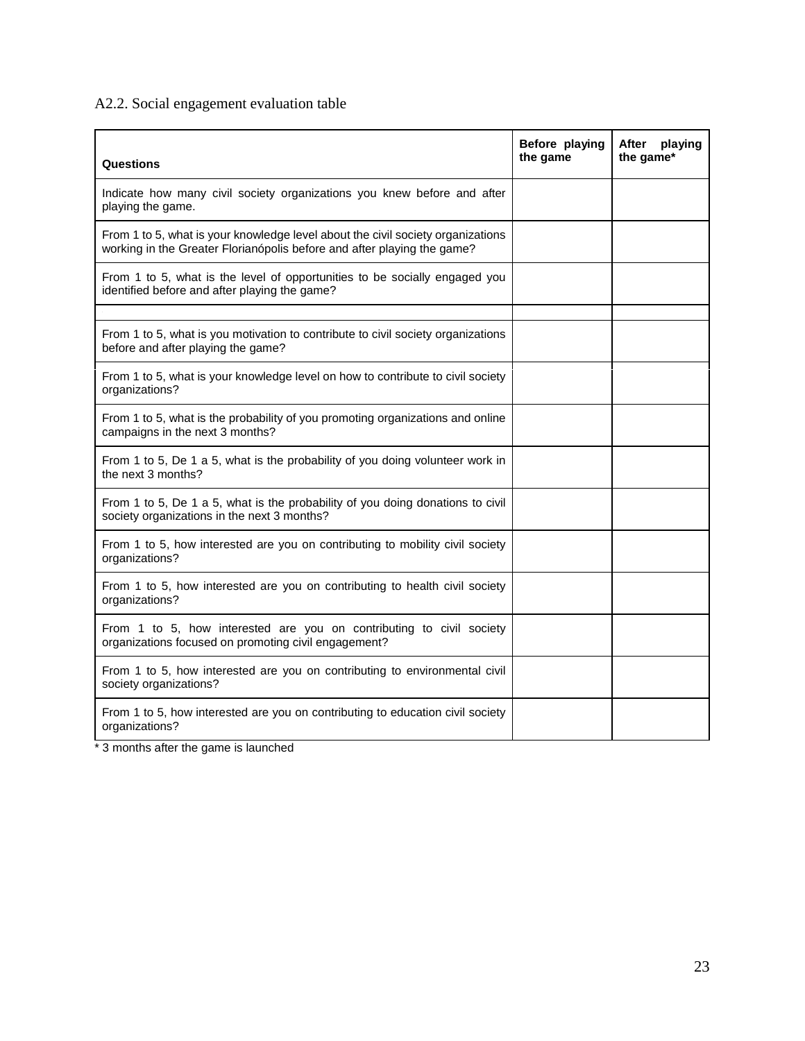A2.2. Social engagement evaluation table

| Questions | Before playing the game | After playing the game* |
| --- | --- | --- |
| Indicate how many civil society organizations you knew before and after playing the game. | | |
| From 1 to 5, what is your knowledge level about the civil society organizations working in the Greater Florianópolis before and after playing the game? | | |
| From 1 to 5, what is the level of opportunities to be socially engaged you identified before and after playing the game? | | |
| | | |
| From 1 to 5, what is you motivation to contribute to civil society organizations before and after playing the game? | | |
| From 1 to 5, what is your knowledge level on how to contribute to civil society organizations? | | |
| From 1 to 5, what is the probability of you promoting organizations and online campaigns in the next 3 months? | | |
| From 1 to 5, De 1 a 5, what is the probability of you doing volunteer work in the next 3 months? | | |
| From 1 to 5, De 1 a 5, what is the probability of you doing donations to civil society organizations in the next 3 months? | | |
| From 1 to 5, how interested are you on contributing to mobility civil society organizations? | | |
| From 1 to 5, how interested are you on contributing to health civil society organizations? | | |
| From 1 to 5, how interested are you on contributing to civil society organizations focused on promoting civil engagement? | | |
| From 1 to 5, how interested are you on contributing to environmental civil society organizations? | | |
| From 1 to 5, how interested are you on contributing to education civil society organizations? | | |

* 3 months after the game is launched